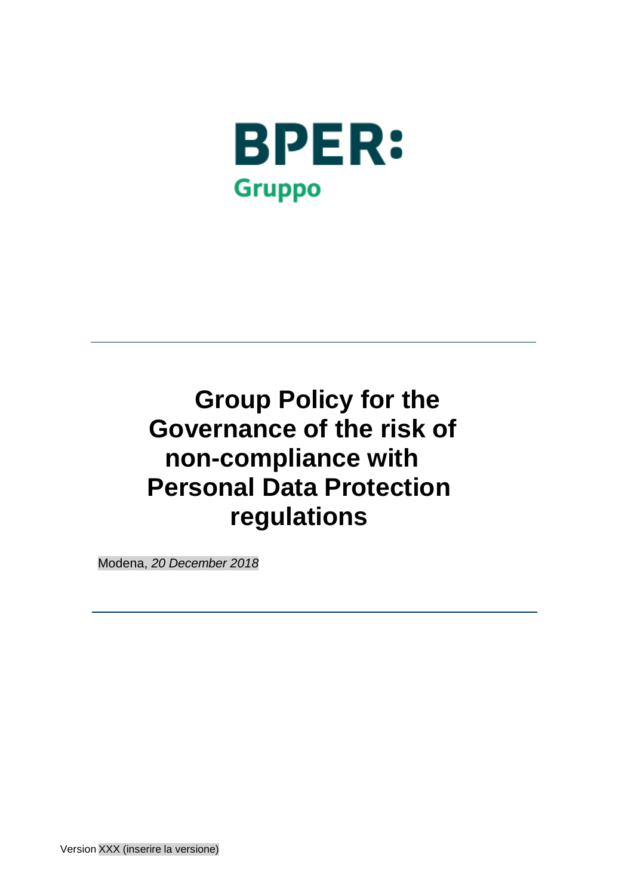BPER:

Gruppo

# Group Policy for the Governance of the risk of non-compliance with Personal Data Protection regulations

Modena, *20 December 2018*

Version XXX (inserire la versione)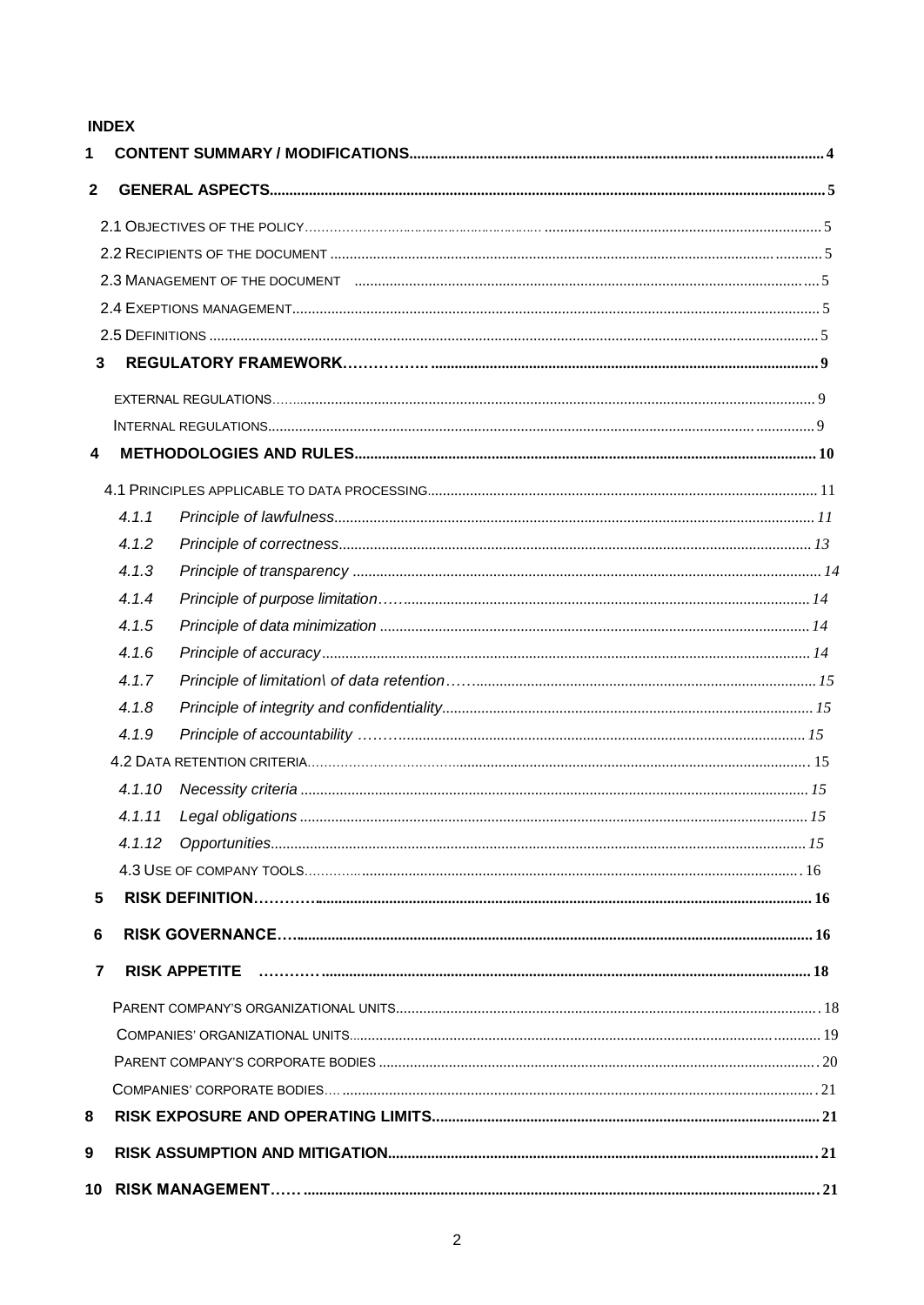**INDEX**

1 CONTENT SUMMARY / MODIFICATIONS .......... 4

2 GENERAL ASPECTS .......... 5

2.1 OBJECTIVES OF THE POLICY .......... 5

2.2 RECIPIENTS OF THE DOCUMENT .......... 5

2.3 MANAGEMENT OF THE DOCUMENT .......... 5

2.4 EXEPTIONS MANAGEMENT .......... 5

2.5 DEFINITIONS .......... 5

3 REGULATORY FRAMEWORK .......... 9

EXTERNAL REGULATIONS .......... 9

INTERNAL REGULATIONS .......... 9

4 METHODOLOGIES AND RULES .......... 10

4.1 PRINCIPLES APPLICABLE TO DATA PROCESSING .......... 11

4.1.1 *Principle of lawfulness* .......... 11

4.1.2 *Principle of correctness* .......... 13

4.1.3 *Principle of transparency* .......... 14

4.1.4 *Principle of purpose limitation* .......... 14

4.1.5 *Principle of data minimization* .......... 14

4.1.6 *Principle of accuracy* .......... 14

4.1.7 *Principle of limitation\ of data retention* .......... 15

4.1.8 *Principle of integrity and confidentiality* .......... 15

4.1.9 *Principle of accountability* .......... 15

4.2 DATA RETENTION CRITERIA .......... 15

4.1.10 *Necessity criteria* .......... 15

4.1.11 *Legal obligations* .......... 15

4.1.12 *Opportunities* .......... 15

4.3 USE OF COMPANY TOOLS .......... 16

5 RISK DEFINITION .......... 16

6 RISK GOVERNANCE .......... 16

7 RISK APPETITE .......... 18

PARENT COMPANY'S ORGANIZATIONAL UNITS .......... 18

COMPANIES' ORGANIZATIONAL UNITS .......... 19

PARENT COMPANY'S CORPORATE BODIES .......... 20

COMPANIES' CORPORATE BODIES .......... 21

8 RISK EXPOSURE AND OPERATING LIMITS .......... 21

9 RISK ASSUMPTION AND MITIGATION .......... 21

10 RISK MANAGEMENT .......... 21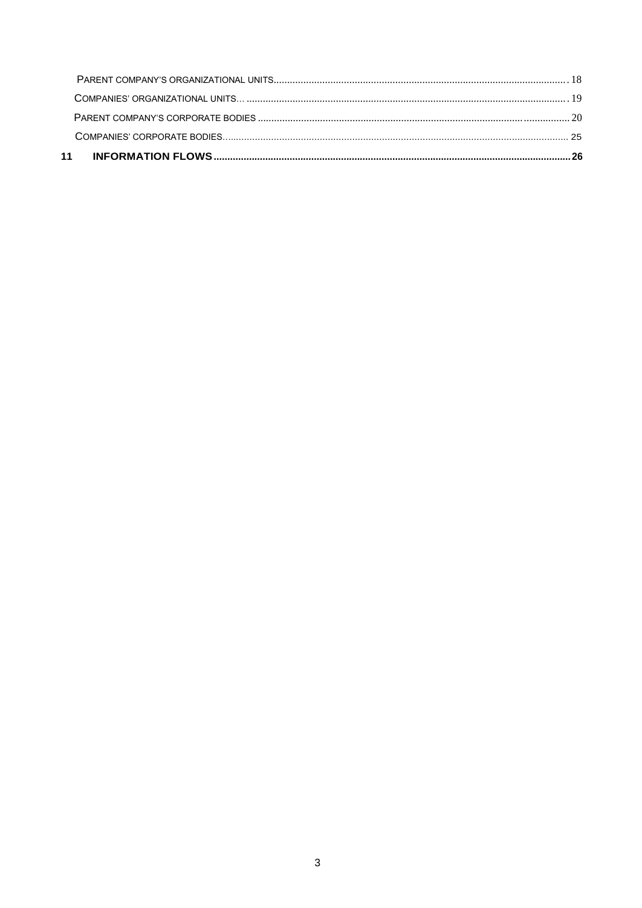PARENT COMPANY'S ORGANIZATIONAL UNITS ........................................................................................................... 18

COMPANIES' ORGANIZATIONAL UNITS… ...................................................................................................................... 19

PARENT COMPANY'S CORPORATE BODIES ................................................................................................................... 20

COMPANIES' CORPORATE BODIES .............................................................................................................................. 25

**11 INFORMATION FLOWS .................................................................................................................................. 26**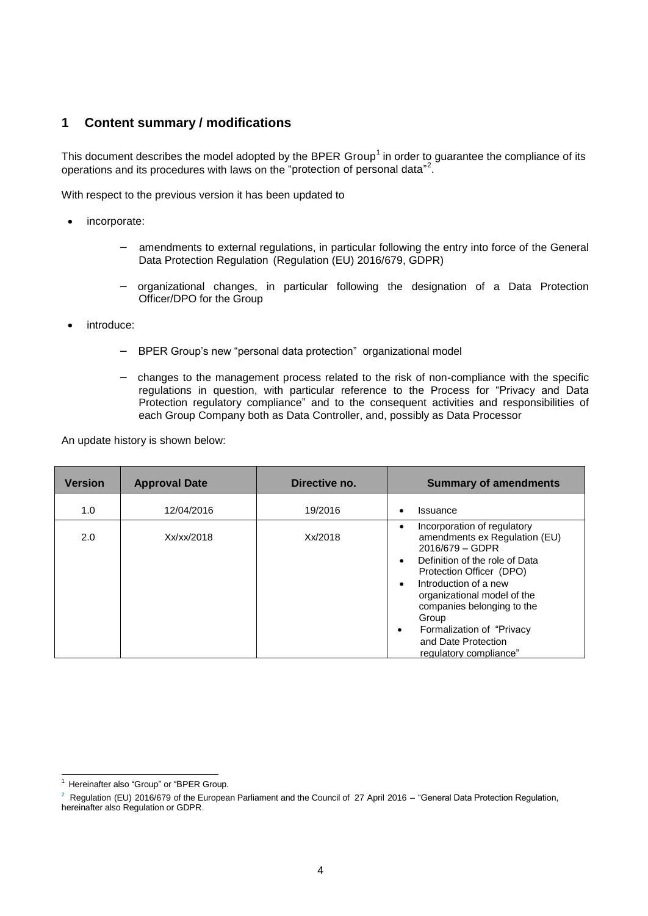## 1 Content summary / modifications

This document describes the model adopted by the BPER Group[1] in order to guarantee the compliance of its operations and its procedures with laws on the "protection of personal data"[2].

With respect to the previous version it has been updated to

- incorporate:
  - amendments to external regulations, in particular following the entry into force of the General Data Protection Regulation (Regulation (EU) 2016/679, GDPR)
  - organizational changes, in particular following the designation of a Data Protection Officer/DPO for the Group
- introduce:
  - BPER Group's new "personal data protection" organizational model
  - changes to the management process related to the risk of non-compliance with the specific regulations in question, with particular reference to the Process for "Privacy and Data Protection regulatory compliance" and to the consequent activities and responsibilities of each Group Company both as Data Controller, and, possibly as Data Processor

An update history is shown below:

| Version | Approval Date | Directive no. | Summary of amendments |
| --- | --- | --- | --- |
| 1.0 | 12/04/2016 | 19/2016 | • Issuance |
| 2.0 | Xx/xx/2018 | Xx/2018 | • Incorporation of regulatory amendments ex Regulation (EU) 2016/679 – GDPR<br>• Definition of the role of Data Protection Officer (DPO)<br>• Introduction of a new organizational model of the companies belonging to the Group<br>• Formalization of "Privacy and Date Protection regulatory compliance" |

---

[1] Hereinafter also "Group" or "BPER Group.

[2] Regulation (EU) 2016/679 of the European Parliament and the Council of 27 April 2016 – "General Data Protection Regulation, hereinafter also Regulation or GDPR.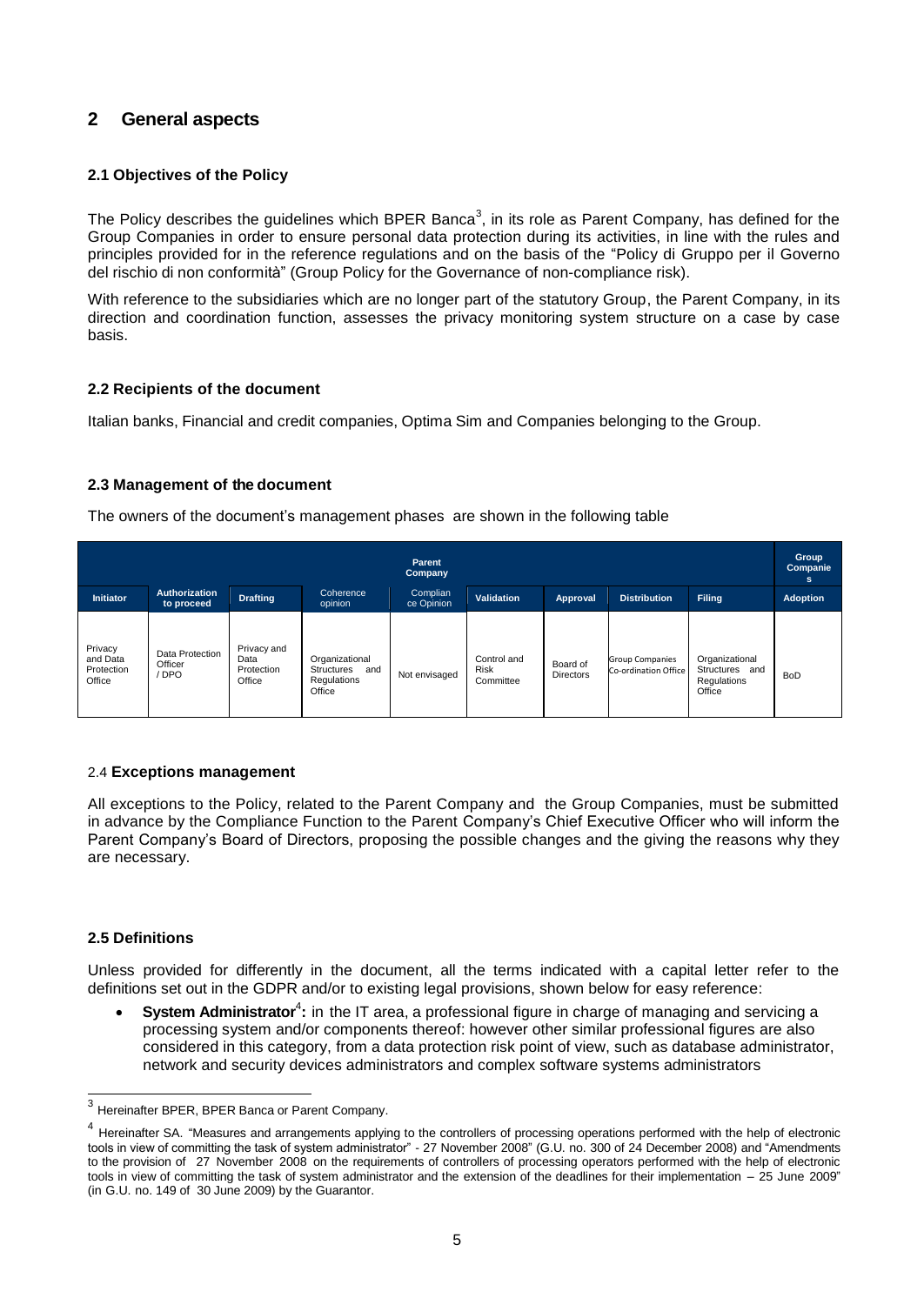## 2 General aspects

### 2.1 Objectives of the Policy

The Policy describes the guidelines which BPER Banca[3], in its role as Parent Company, has defined for the Group Companies in order to ensure personal data protection during its activities, in line with the rules and principles provided for in the reference regulations and on the basis of the "Policy di Gruppo per il Governo del rischio di non conformità" (Group Policy for the Governance of non-compliance risk).

With reference to the subsidiaries which are no longer part of the statutory Group, the Parent Company, in its direction and coordination function, assesses the privacy monitoring system structure on a case by case basis.

### 2.2 Recipients of the document

Italian banks, Financial and credit companies, Optima Sim and Companies belonging to the Group.

### 2.3 Management of the document

The owners of the document's management phases are shown in the following table

| Parent Company | | | | | | | | | Group Companies |
|---|---|---|---|---|---|---|---|---|---|
| **Initiator** | **Authorization to proceed** | **Drafting** | Coherence opinion | Compliance Opinion | **Validation** | **Approval** | **Distribution** | **Filing** | **Adoption** |
| Privacy and Data Protection Office | Data Protection Officer / DPO | Privacy and Data Protection Office | Organizational Structures and Regulations Office | Not envisaged | Control and Risk Committee | Board of Directors | Group Companies Co-ordination Office | Organizational Structures and Regulations Office | BoD |

### 2.4 Exceptions management

All exceptions to the Policy, related to the Parent Company and the Group Companies, must be submitted in advance by the Compliance Function to the Parent Company's Chief Executive Officer who will inform the Parent Company's Board of Directors, proposing the possible changes and the giving the reasons why they are necessary.

### 2.5 Definitions

Unless provided for differently in the document, all the terms indicated with a capital letter refer to the definitions set out in the GDPR and/or to existing legal provisions, shown below for easy reference:

- **System Administrator**[4]**:** in the IT area, a professional figure in charge of managing and servicing a processing system and/or components thereof: however other similar professional figures are also considered in this category, from a data protection risk point of view, such as database administrator, network and security devices administrators and complex software systems administrators

---

[3] Hereinafter BPER, BPER Banca or Parent Company.

[4] Hereinafter SA. "Measures and arrangements applying to the controllers of processing operations performed with the help of electronic tools in view of committing the task of system administrator" - 27 November 2008" (G.U. no. 300 of 24 December 2008) and "Amendments to the provision of 27 November 2008 on the requirements of controllers of processing operators performed with the help of electronic tools in view of committing the task of system administrator and the extension of the deadlines for their implementation – 25 June 2009" (in G.U. no. 149 of 30 June 2009) by the Guarantor.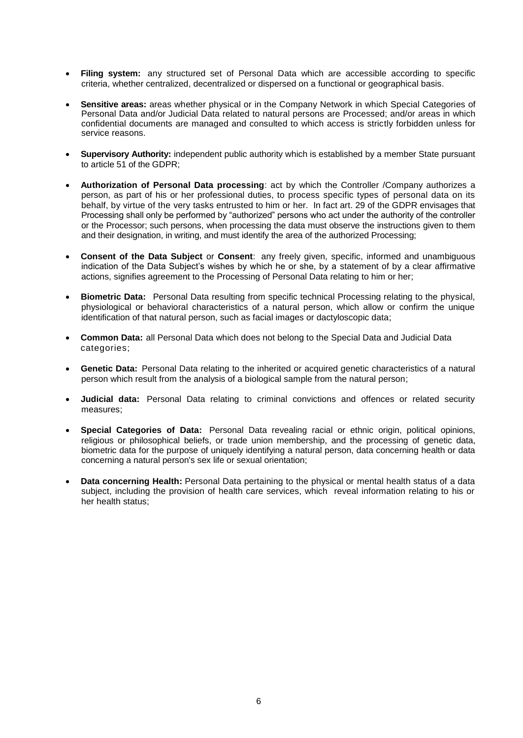- **Filing system:** any structured set of Personal Data which are accessible according to specific criteria, whether centralized, decentralized or dispersed on a functional or geographical basis.

- **Sensitive areas:** areas whether physical or in the Company Network in which Special Categories of Personal Data and/or Judicial Data related to natural persons are Processed; and/or areas in which confidential documents are managed and consulted to which access is strictly forbidden unless for service reasons.

- **Supervisory Authority:** independent public authority which is established by a member State pursuant to article 51 of the GDPR;

- **Authorization of Personal Data processing**: act by which the Controller /Company authorizes a person, as part of his or her professional duties, to process specific types of personal data on its behalf, by virtue of the very tasks entrusted to him or her. In fact art. 29 of the GDPR envisages that Processing shall only be performed by "authorized" persons who act under the authority of the controller or the Processor; such persons, when processing the data must observe the instructions given to them and their designation, in writing, and must identify the area of the authorized Processing;

- **Consent of the Data Subject** or **Consent**: any freely given, specific, informed and unambiguous indication of the Data Subject's wishes by which he or she, by a statement of by a clear affirmative actions, signifies agreement to the Processing of Personal Data relating to him or her;

- **Biometric Data:** Personal Data resulting from specific technical Processing relating to the physical, physiological or behavioral characteristics of a natural person, which allow or confirm the unique identification of that natural person, such as facial images or dactyloscopic data;

- **Common Data:** all Personal Data which does not belong to the Special Data and Judicial Data categories;

- **Genetic Data:** Personal Data relating to the inherited or acquired genetic characteristics of a natural person which result from the analysis of a biological sample from the natural person;

- **Judicial data:** Personal Data relating to criminal convictions and offences or related security measures;

- **Special Categories of Data:** Personal Data revealing racial or ethnic origin, political opinions, religious or philosophical beliefs, or trade union membership, and the processing of genetic data, biometric data for the purpose of uniquely identifying a natural person, data concerning health or data concerning a natural person's sex life or sexual orientation;

- **Data concerning Health:** Personal Data pertaining to the physical or mental health status of a data subject, including the provision of health care services, which reveal information relating to his or her health status;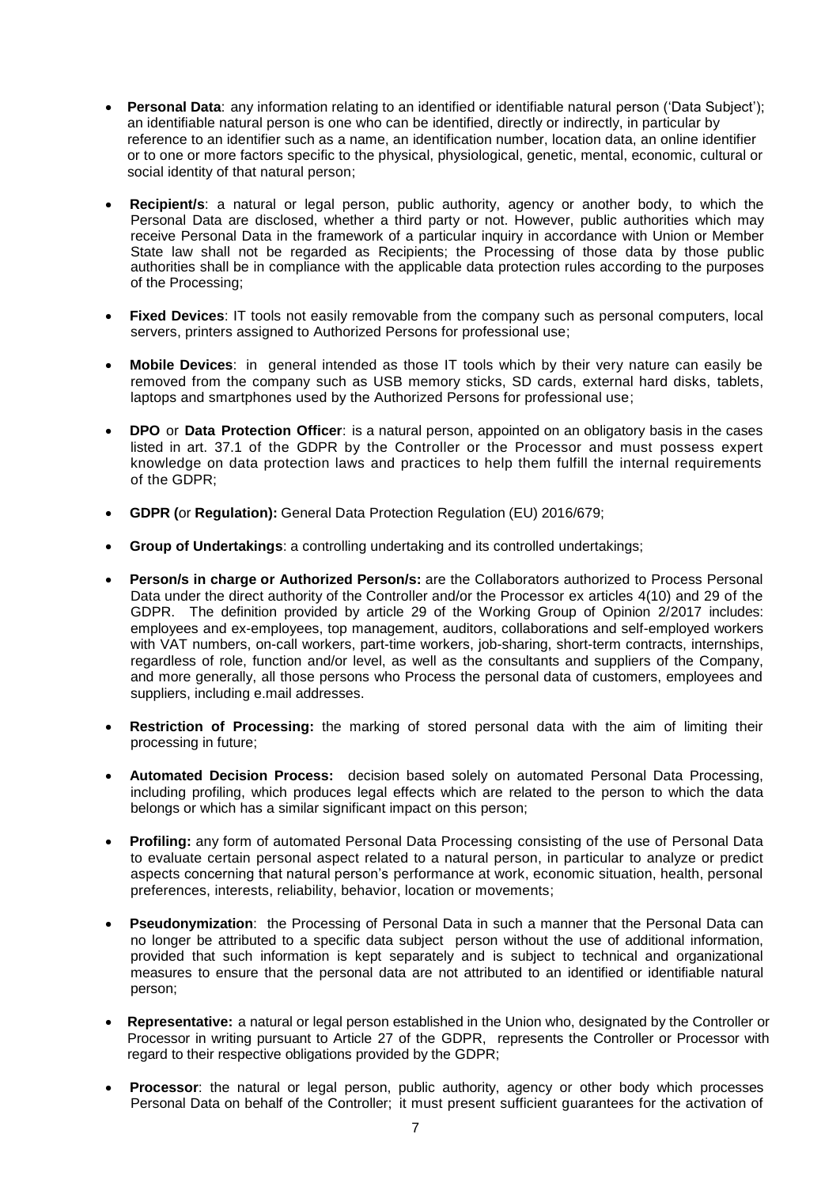- **Personal Data**: any information relating to an identified or identifiable natural person ('Data Subject'); an identifiable natural person is one who can be identified, directly or indirectly, in particular by reference to an identifier such as a name, an identification number, location data, an online identifier or to one or more factors specific to the physical, physiological, genetic, mental, economic, cultural or social identity of that natural person;

- **Recipient/s**: a natural or legal person, public authority, agency or another body, to which the Personal Data are disclosed, whether a third party or not. However, public authorities which may receive Personal Data in the framework of a particular inquiry in accordance with Union or Member State law shall not be regarded as Recipients; the Processing of those data by those public authorities shall be in compliance with the applicable data protection rules according to the purposes of the Processing;

- **Fixed Devices**: IT tools not easily removable from the company such as personal computers, local servers, printers assigned to Authorized Persons for professional use;

- **Mobile Devices**: in general intended as those IT tools which by their very nature can easily be removed from the company such as USB memory sticks, SD cards, external hard disks, tablets, laptops and smartphones used by the Authorized Persons for professional use;

- **DPO** or **Data Protection Officer**: is a natural person, appointed on an obligatory basis in the cases listed in art. 37.1 of the GDPR by the Controller or the Processor and must possess expert knowledge on data protection laws and practices to help them fulfill the internal requirements of the GDPR;

- **GDPR (**or **Regulation):** General Data Protection Regulation (EU) 2016/679;

- **Group of Undertakings**: a controlling undertaking and its controlled undertakings;

- **Person/s in charge or Authorized Person/s:** are the Collaborators authorized to Process Personal Data under the direct authority of the Controller and/or the Processor ex articles 4(10) and 29 of the GDPR. The definition provided by article 29 of the Working Group of Opinion 2/2017 includes: employees and ex-employees, top management, auditors, collaborations and self-employed workers with VAT numbers, on-call workers, part-time workers, job-sharing, short-term contracts, internships, regardless of role, function and/or level, as well as the consultants and suppliers of the Company, and more generally, all those persons who Process the personal data of customers, employees and suppliers, including e.mail addresses.

- **Restriction of Processing:** the marking of stored personal data with the aim of limiting their processing in future;

- **Automated Decision Process:** decision based solely on automated Personal Data Processing, including profiling, which produces legal effects which are related to the person to which the data belongs or which has a similar significant impact on this person;

- **Profiling:** any form of automated Personal Data Processing consisting of the use of Personal Data to evaluate certain personal aspect related to a natural person, in particular to analyze or predict aspects concerning that natural person's performance at work, economic situation, health, personal preferences, interests, reliability, behavior, location or movements;

- **Pseudonymization**: the Processing of Personal Data in such a manner that the Personal Data can no longer be attributed to a specific data subject person without the use of additional information, provided that such information is kept separately and is subject to technical and organizational measures to ensure that the personal data are not attributed to an identified or identifiable natural person;

- **Representative:** a natural or legal person established in the Union who, designated by the Controller or Processor in writing pursuant to Article 27 of the GDPR, represents the Controller or Processor with regard to their respective obligations provided by the GDPR;

- **Processor**: the natural or legal person, public authority, agency or other body which processes Personal Data on behalf of the Controller; it must present sufficient guarantees for the activation of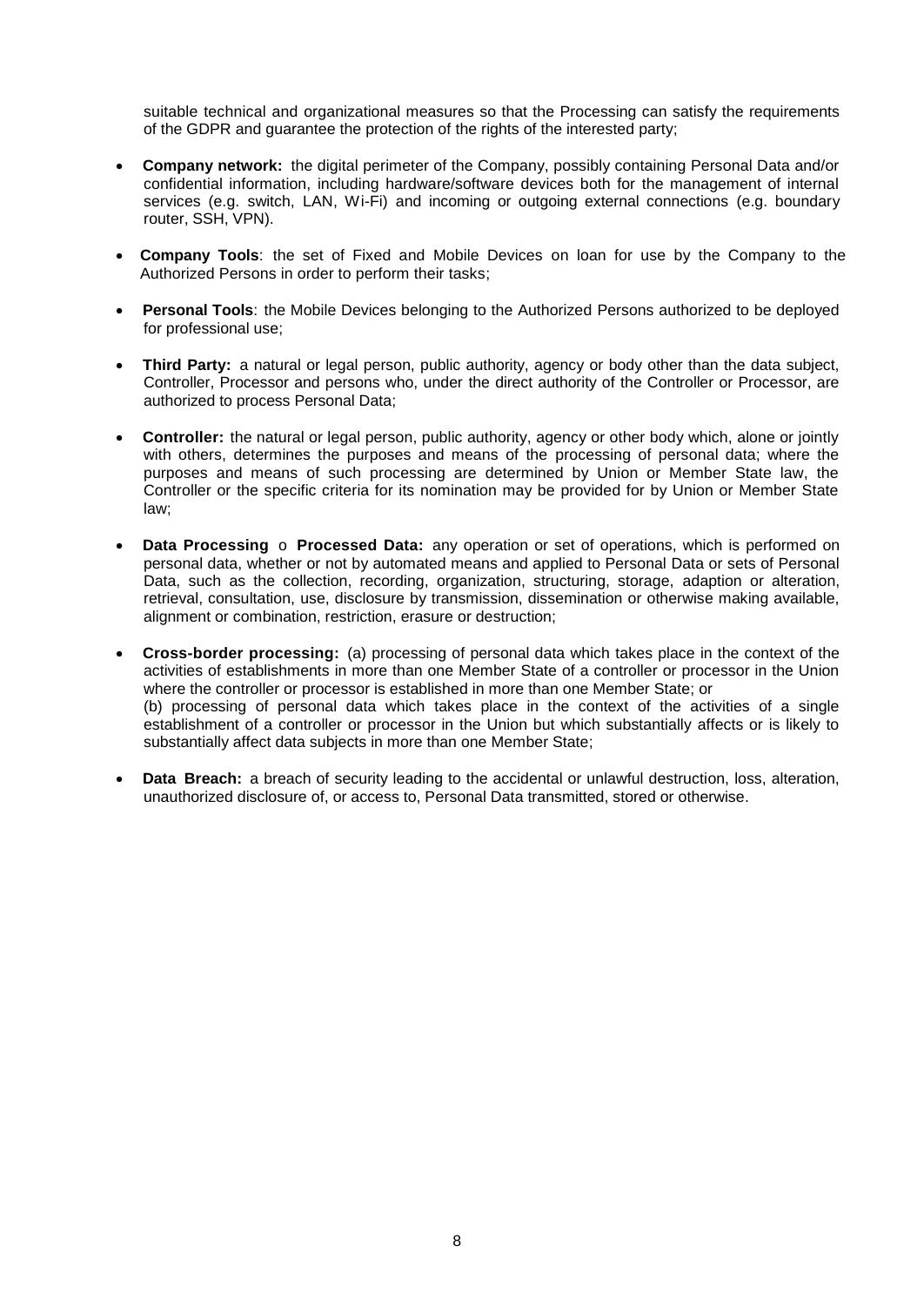suitable technical and organizational measures so that the Processing can satisfy the requirements of the GDPR and guarantee the protection of the rights of the interested party;

- **Company network:** the digital perimeter of the Company, possibly containing Personal Data and/or confidential information, including hardware/software devices both for the management of internal services (e.g. switch, LAN, Wi-Fi) and incoming or outgoing external connections (e.g. boundary router, SSH, VPN).

- **Company Tools**: the set of Fixed and Mobile Devices on loan for use by the Company to the Authorized Persons in order to perform their tasks;

- **Personal Tools**: the Mobile Devices belonging to the Authorized Persons authorized to be deployed for professional use;

- **Third Party:** a natural or legal person, public authority, agency or body other than the data subject, Controller, Processor and persons who, under the direct authority of the Controller or Processor, are authorized to process Personal Data;

- **Controller:** the natural or legal person, public authority, agency or other body which, alone or jointly with others, determines the purposes and means of the processing of personal data; where the purposes and means of such processing are determined by Union or Member State law, the Controller or the specific criteria for its nomination may be provided for by Union or Member State law;

- **Data Processing** o **Processed Data:** any operation or set of operations, which is performed on personal data, whether or not by automated means and applied to Personal Data or sets of Personal Data, such as the collection, recording, organization, structuring, storage, adaption or alteration, retrieval, consultation, use, disclosure by transmission, dissemination or otherwise making available, alignment or combination, restriction, erasure or destruction;

- **Cross-border processing:** (a) processing of personal data which takes place in the context of the activities of establishments in more than one Member State of a controller or processor in the Union where the controller or processor is established in more than one Member State; or
  (b) processing of personal data which takes place in the context of the activities of a single establishment of a controller or processor in the Union but which substantially affects or is likely to substantially affect data subjects in more than one Member State;

- **Data Breach:** a breach of security leading to the accidental or unlawful destruction, loss, alteration, unauthorized disclosure of, or access to, Personal Data transmitted, stored or otherwise.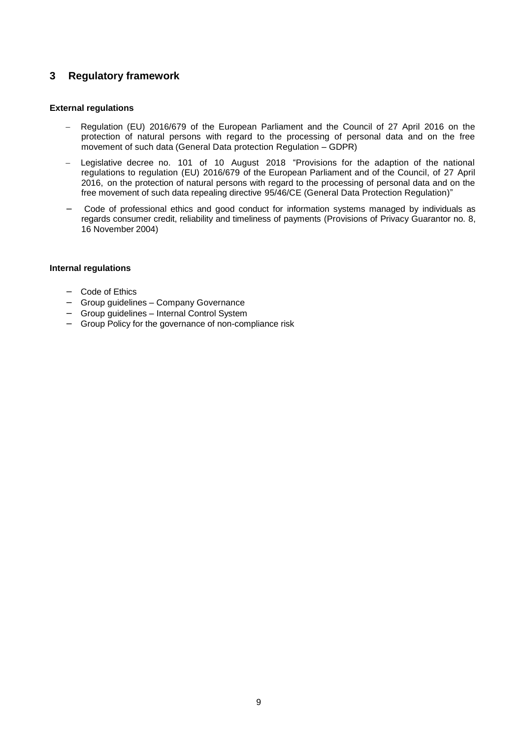## 3 Regulatory framework

**External regulations**

- Regulation (EU) 2016/679 of the European Parliament and the Council of 27 April 2016 on the protection of natural persons with regard to the processing of personal data and on the free movement of such data (General Data protection Regulation – GDPR)
- Legislative decree no. 101 of 10 August 2018 "Provisions for the adaption of the national regulations to regulation (EU) 2016/679 of the European Parliament and of the Council, of 27 April 2016, on the protection of natural persons with regard to the processing of personal data and on the free movement of such data repealing directive 95/46/CE (General Data Protection Regulation)"
- Code of professional ethics and good conduct for information systems managed by individuals as regards consumer credit, reliability and timeliness of payments (Provisions of Privacy Guarantor no. 8, 16 November 2004)

**Internal regulations**

- Code of Ethics
- Group guidelines – Company Governance
- Group guidelines – Internal Control System
- Group Policy for the governance of non-compliance risk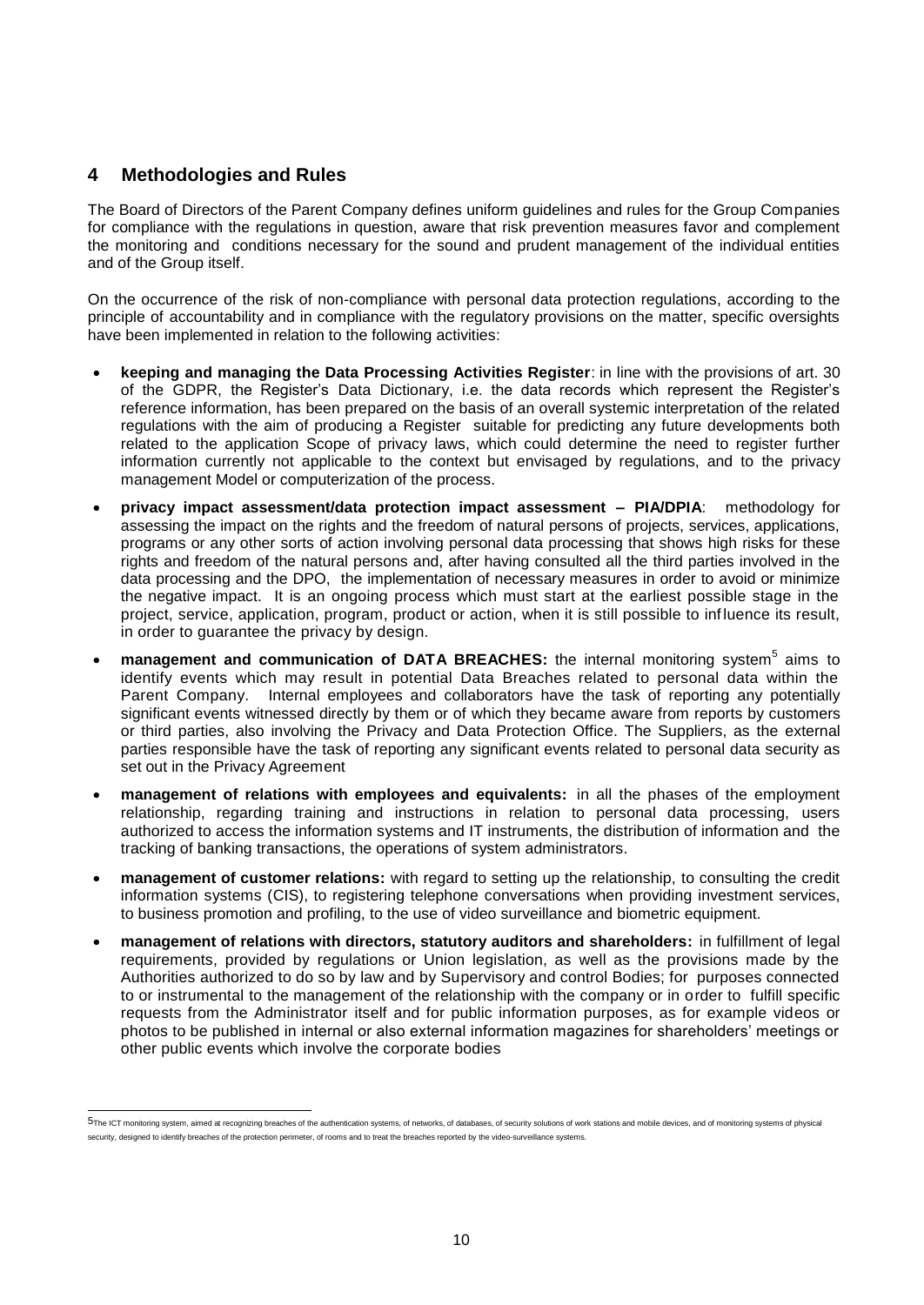## 4 Methodologies and Rules

The Board of Directors of the Parent Company defines uniform guidelines and rules for the Group Companies for compliance with the regulations in question, aware that risk prevention measures favor and complement the monitoring and conditions necessary for the sound and prudent management of the individual entities and of the Group itself.

On the occurrence of the risk of non-compliance with personal data protection regulations, according to the principle of accountability and in compliance with the regulatory provisions on the matter, specific oversights have been implemented in relation to the following activities:

- **keeping and managing the Data Processing Activities Register**: in line with the provisions of art. 30 of the GDPR, the Register's Data Dictionary, i.e. the data records which represent the Register's reference information, has been prepared on the basis of an overall systemic interpretation of the related regulations with the aim of producing a Register suitable for predicting any future developments both related to the application Scope of privacy laws, which could determine the need to register further information currently not applicable to the context but envisaged by regulations, and to the privacy management Model or computerization of the process.
- **privacy impact assessment/data protection impact assessment – PIA/DPIA**: methodology for assessing the impact on the rights and the freedom of natural persons of projects, services, applications, programs or any other sorts of action involving personal data processing that shows high risks for these rights and freedom of the natural persons and, after having consulted all the third parties involved in the data processing and the DPO, the implementation of necessary measures in order to avoid or minimize the negative impact. It is an ongoing process which must start at the earliest possible stage in the project, service, application, program, product or action, when it is still possible to influence its result, in order to guarantee the privacy by design.
- **management and communication of DATA BREACHES:** the internal monitoring system[5] aims to identify events which may result in potential Data Breaches related to personal data within the Parent Company. Internal employees and collaborators have the task of reporting any potentially significant events witnessed directly by them or of which they became aware from reports by customers or third parties, also involving the Privacy and Data Protection Office. The Suppliers, as the external parties responsible have the task of reporting any significant events related to personal data security as set out in the Privacy Agreement
- **management of relations with employees and equivalents:** in all the phases of the employment relationship, regarding training and instructions in relation to personal data processing, users authorized to access the information systems and IT instruments, the distribution of information and the tracking of banking transactions, the operations of system administrators.
- **management of customer relations:** with regard to setting up the relationship, to consulting the credit information systems (CIS), to registering telephone conversations when providing investment services, to business promotion and profiling, to the use of video surveillance and biometric equipment.
- **management of relations with directors, statutory auditors and shareholders:** in fulfillment of legal requirements, provided by regulations or Union legislation, as well as the provisions made by the Authorities authorized to do so by law and by Supervisory and control Bodies; for purposes connected to or instrumental to the management of the relationship with the company or in order to fulfill specific requests from the Administrator itself and for public information purposes, as for example videos or photos to be published in internal or also external information magazines for shareholders' meetings or other public events which involve the corporate bodies

[5] The ICT monitoring system, aimed at recognizing breaches of the authentication systems, of networks, of databases, of security solutions of work stations and mobile devices, and of monitoring systems of physical security, designed to identify breaches of the protection perimeter, of rooms and to treat the breaches reported by the video-surveillance systems.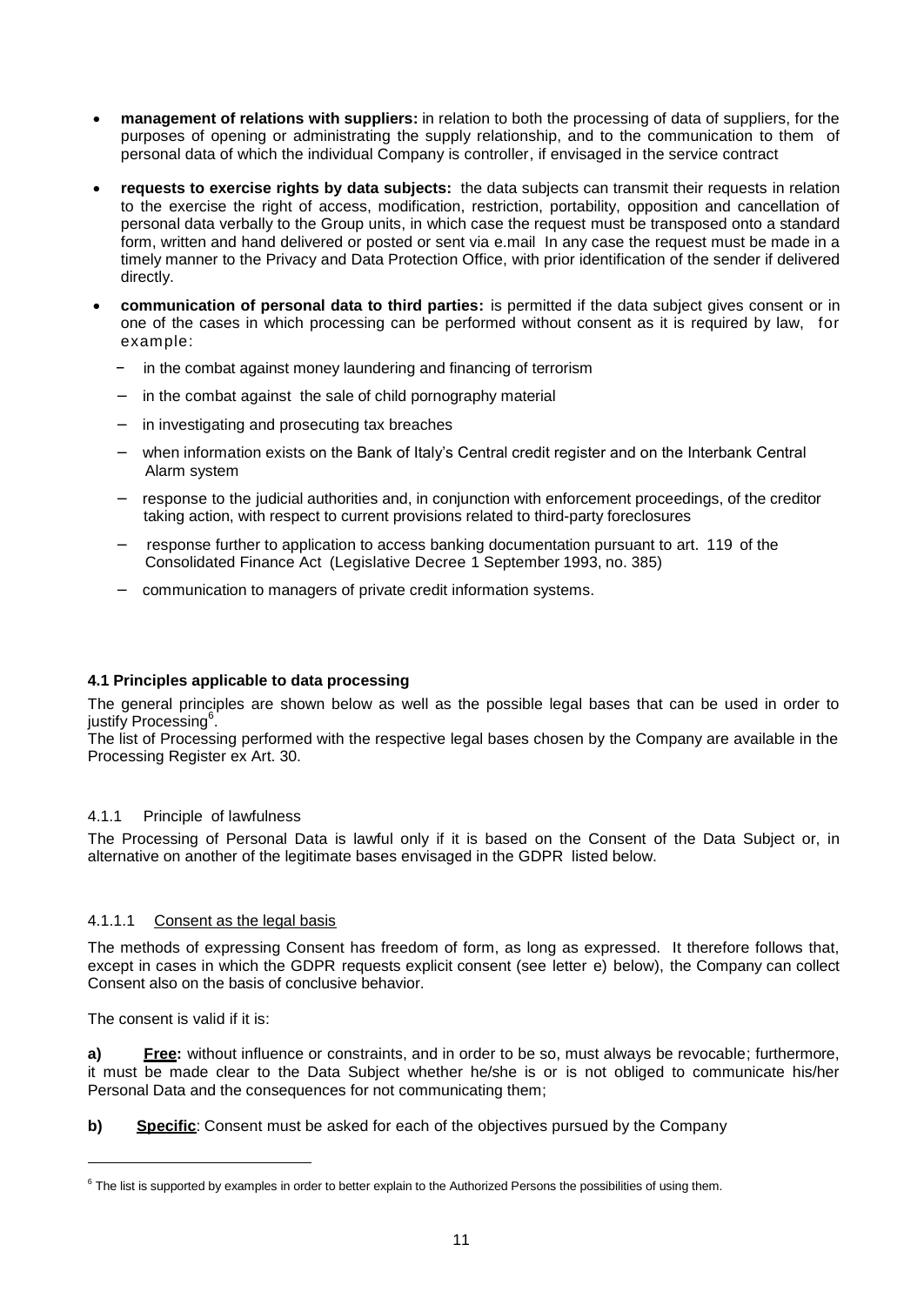- **management of relations with suppliers:** in relation to both the processing of data of suppliers, for the purposes of opening or administrating the supply relationship, and to the communication to them of personal data of which the individual Company is controller, if envisaged in the service contract
- **requests to exercise rights by data subjects:** the data subjects can transmit their requests in relation to the exercise the right of access, modification, restriction, portability, opposition and cancellation of personal data verbally to the Group units, in which case the request must be transposed onto a standard form, written and hand delivered or posted or sent via e.mail In any case the request must be made in a timely manner to the Privacy and Data Protection Office, with prior identification of the sender if delivered directly.
- **communication of personal data to third parties:** is permitted if the data subject gives consent or in one of the cases in which processing can be performed without consent as it is required by law, for example:
  - in the combat against money laundering and financing of terrorism
  - in the combat against the sale of child pornography material
  - in investigating and prosecuting tax breaches
  - when information exists on the Bank of Italy's Central credit register and on the Interbank Central Alarm system
  - response to the judicial authorities and, in conjunction with enforcement proceedings, of the creditor taking action, with respect to current provisions related to third-party foreclosures
  - response further to application to access banking documentation pursuant to art. 119 of the Consolidated Finance Act (Legislative Decree 1 September 1993, no. 385)
  - communication to managers of private credit information systems.

#### 4.1 Principles applicable to data processing

The general principles are shown below as well as the possible legal bases that can be used in order to justify Processing[6].

The list of Processing performed with the respective legal bases chosen by the Company are available in the Processing Register ex Art. 30.

##### 4.1.1 Principle of lawfulness

The Processing of Personal Data is lawful only if it is based on the Consent of the Data Subject or, in alternative on another of the legitimate bases envisaged in the GDPR listed below.

##### 4.1.1.1 Consent as the legal basis

The methods of expressing Consent has freedom of form, as long as expressed. It therefore follows that, except in cases in which the GDPR requests explicit consent (see letter e) below), the Company can collect Consent also on the basis of conclusive behavior.

The consent is valid if it is:

**a)** **Free:** without influence or constraints, and in order to be so, must always be revocable; furthermore, it must be made clear to the Data Subject whether he/she is or is not obliged to communicate his/her Personal Data and the consequences for not communicating them;

**b)** **Specific**: Consent must be asked for each of the objectives pursued by the Company

[6] The list is supported by examples in order to better explain to the Authorized Persons the possibilities of using them.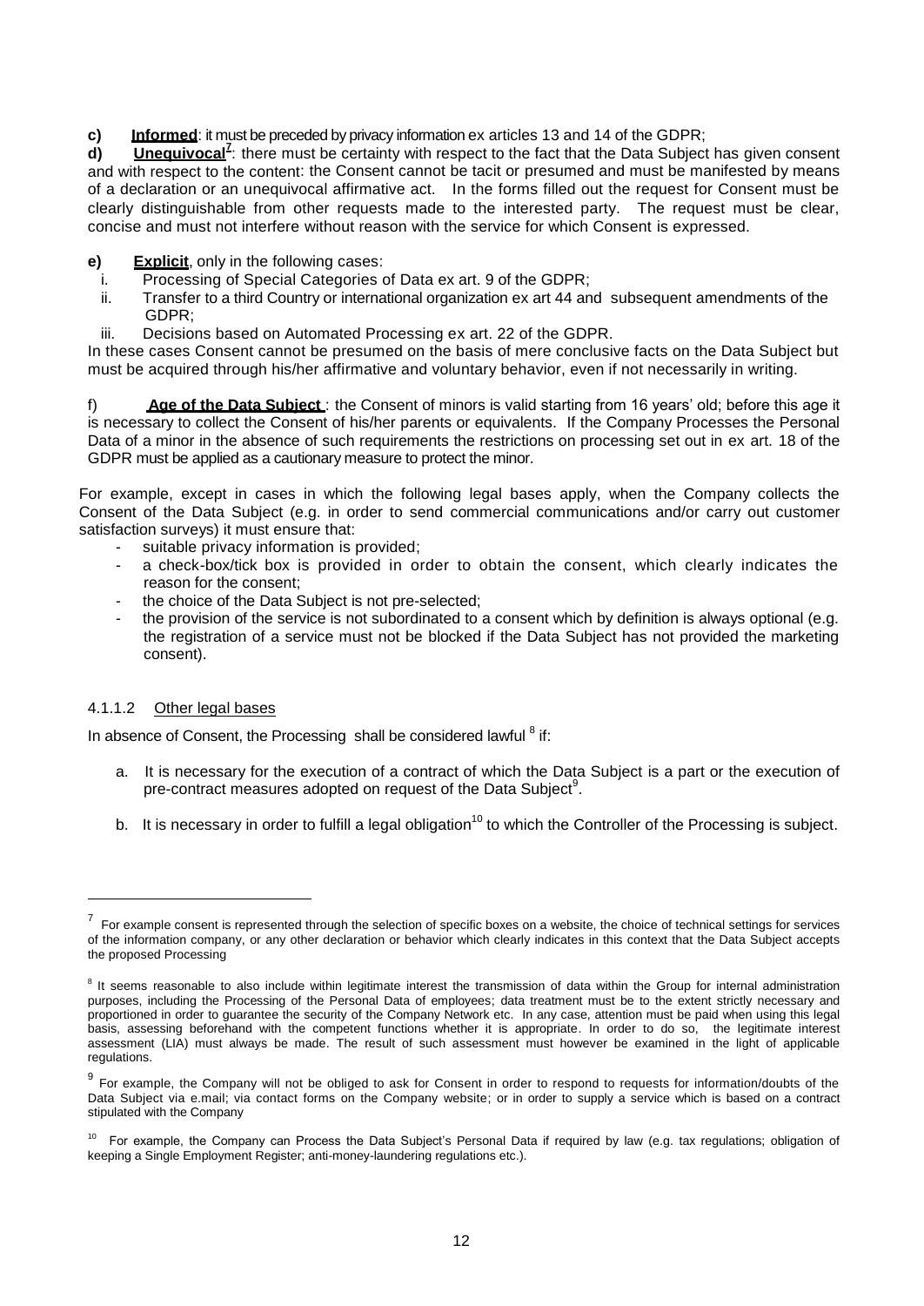**c)** **Informed**: it must be preceded by privacy information ex articles 13 and 14 of the GDPR;

**d)** **Unequivocal**[7]: there must be certainty with respect to the fact that the Data Subject has given consent and with respect to the content: the Consent cannot be tacit or presumed and must be manifested by means of a declaration or an unequivocal affirmative act. In the forms filled out the request for Consent must be clearly distinguishable from other requests made to the interested party. The request must be clear, concise and must not interfere without reason with the service for which Consent is expressed.

**e)** **Explicit**, only in the following cases:

i. Processing of Special Categories of Data ex art. 9 of the GDPR;
ii. Transfer to a third Country or international organization ex art 44 and subsequent amendments of the GDPR;
iii. Decisions based on Automated Processing ex art. 22 of the GDPR.

In these cases Consent cannot be presumed on the basis of mere conclusive facts on the Data Subject but must be acquired through his/her affirmative and voluntary behavior, even if not necessarily in writing.

f) **Age of the Data Subject** : the Consent of minors is valid starting from 16 years' old; before this age it is necessary to collect the Consent of his/her parents or equivalents. If the Company Processes the Personal Data of a minor in the absence of such requirements the restrictions on processing set out in ex art. 18 of the GDPR must be applied as a cautionary measure to protect the minor.

For example, except in cases in which the following legal bases apply, when the Company collects the Consent of the Data Subject (e.g. in order to send commercial communications and/or carry out customer satisfaction surveys) it must ensure that:

- suitable privacy information is provided;
- a check-box/tick box is provided in order to obtain the consent, which clearly indicates the reason for the consent;
- the choice of the Data Subject is not pre-selected;
- the provision of the service is not subordinated to a consent which by definition is always optional (e.g. the registration of a service must not be blocked if the Data Subject has not provided the marketing consent).

#### 4.1.1.2 Other legal bases

In absence of Consent, the Processing shall be considered lawful [8] if:

a. It is necessary for the execution of a contract of which the Data Subject is a part or the execution of pre-contract measures adopted on request of the Data Subject[9].

b. It is necessary in order to fulfill a legal obligation[10] to which the Controller of the Processing is subject.

---

[7] For example consent is represented through the selection of specific boxes on a website, the choice of technical settings for services of the information company, or any other declaration or behavior which clearly indicates in this context that the Data Subject accepts the proposed Processing

[8] It seems reasonable to also include within legitimate interest the transmission of data within the Group for internal administration purposes, including the Processing of the Personal Data of employees; data treatment must be to the extent strictly necessary and proportioned in order to guarantee the security of the Company Network etc. In any case, attention must be paid when using this legal basis, assessing beforehand with the competent functions whether it is appropriate. In order to do so, the legitimate interest assessment (LIA) must always be made. The result of such assessment must however be examined in the light of applicable regulations.

[9] For example, the Company will not be obliged to ask for Consent in order to respond to requests for information/doubts of the Data Subject via e.mail; via contact forms on the Company website; or in order to supply a service which is based on a contract stipulated with the Company

[10] For example, the Company can Process the Data Subject's Personal Data if required by law (e.g. tax regulations; obligation of keeping a Single Employment Register; anti-money-laundering regulations etc.).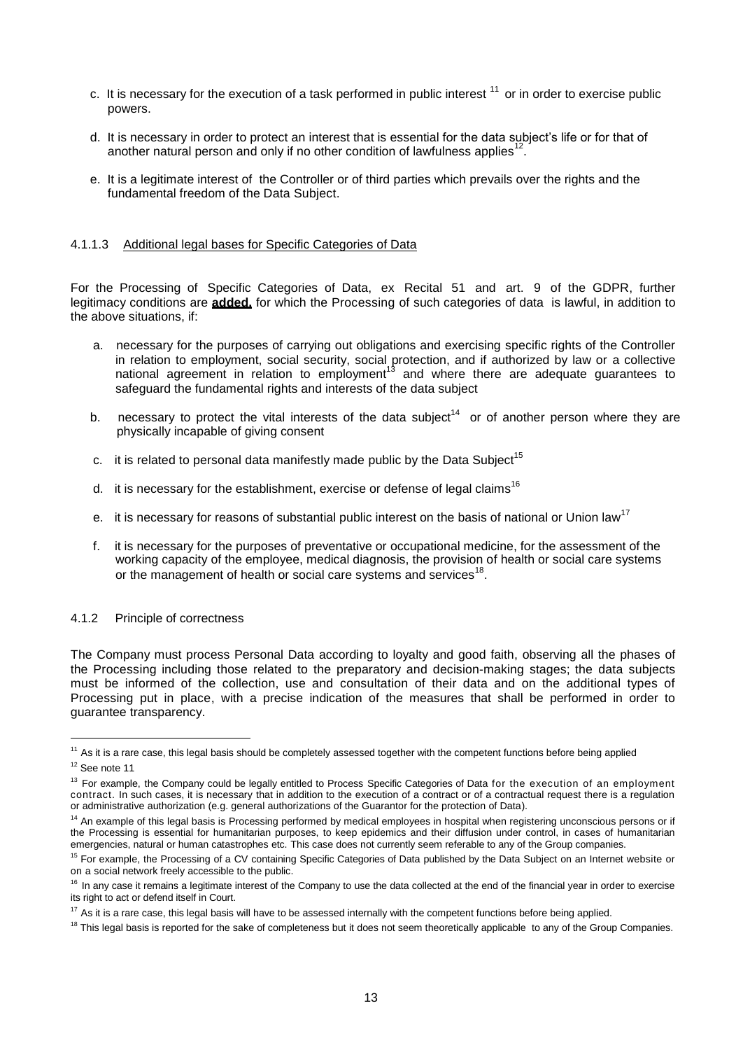c. It is necessary for the execution of a task performed in public interest [11] or in order to exercise public powers.

d. It is necessary in order to protect an interest that is essential for the data subject's life or for that of another natural person and only if no other condition of lawfulness applies[12].

e. It is a legitimate interest of the Controller or of third parties which prevails over the rights and the fundamental freedom of the Data Subject.

#### 4.1.1.3 Additional legal bases for Specific Categories of Data

For the Processing of Specific Categories of Data, ex Recital 51 and art. 9 of the GDPR, further legitimacy conditions are **added**, for which the Processing of such categories of data is lawful, in addition to the above situations, if:

a. necessary for the purposes of carrying out obligations and exercising specific rights of the Controller in relation to employment, social security, social protection, and if authorized by law or a collective national agreement in relation to employment[13] and where there are adequate guarantees to safeguard the fundamental rights and interests of the data subject

b. necessary to protect the vital interests of the data subject[14] or of another person where they are physically incapable of giving consent

c. it is related to personal data manifestly made public by the Data Subject[15]

d. it is necessary for the establishment, exercise or defense of legal claims[16]

e. it is necessary for reasons of substantial public interest on the basis of national or Union law[17]

f. it is necessary for the purposes of preventative or occupational medicine, for the assessment of the working capacity of the employee, medical diagnosis, the provision of health or social care systems or the management of health or social care systems and services[18].

#### 4.1.2 Principle of correctness

The Company must process Personal Data according to loyalty and good faith, observing all the phases of the Processing including those related to the preparatory and decision-making stages; the data subjects must be informed of the collection, use and consultation of their data and on the additional types of Processing put in place, with a precise indication of the measures that shall be performed in order to guarantee transparency.

---

[11] As it is a rare case, this legal basis should be completely assessed together with the competent functions before being applied

[12] See note 11

[13] For example, the Company could be legally entitled to Process Specific Categories of Data for the execution of an employment contract. In such cases, it is necessary that in addition to the execution of a contract or of a contractual request there is a regulation or administrative authorization (e.g. general authorizations of the Guarantor for the protection of Data).

[14] An example of this legal basis is Processing performed by medical employees in hospital when registering unconscious persons or if the Processing is essential for humanitarian purposes, to keep epidemics and their diffusion under control, in cases of humanitarian emergencies, natural or human catastrophes etc. This case does not currently seem referable to any of the Group companies.

[15] For example, the Processing of a CV containing Specific Categories of Data published by the Data Subject on an Internet website or on a social network freely accessible to the public.

[16] In any case it remains a legitimate interest of the Company to use the data collected at the end of the financial year in order to exercise its right to act or defend itself in Court.

[17] As it is a rare case, this legal basis will have to be assessed internally with the competent functions before being applied.

[18] This legal basis is reported for the sake of completeness but it does not seem theoretically applicable to any of the Group Companies.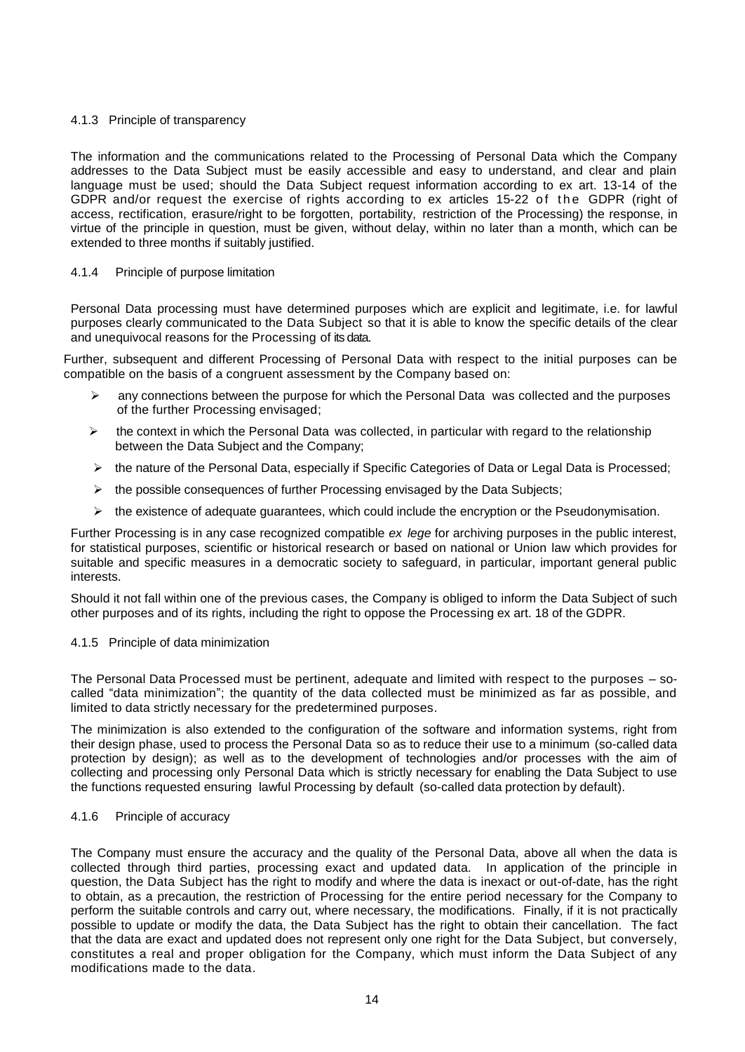#### 4.1.3 Principle of transparency

The information and the communications related to the Processing of Personal Data which the Company addresses to the Data Subject must be easily accessible and easy to understand, and clear and plain language must be used; should the Data Subject request information according to ex art. 13-14 of the GDPR and/or request the exercise of rights according to ex articles 15-22 of the GDPR (right of access, rectification, erasure/right to be forgotten, portability, restriction of the Processing) the response, in virtue of the principle in question, must be given, without delay, within no later than a month, which can be extended to three months if suitably justified.

#### 4.1.4 Principle of purpose limitation

Personal Data processing must have determined purposes which are explicit and legitimate, i.e. for lawful purposes clearly communicated to the Data Subject so that it is able to know the specific details of the clear and unequivocal reasons for the Processing of its data.

Further, subsequent and different Processing of Personal Data with respect to the initial purposes can be compatible on the basis of a congruent assessment by the Company based on:

- any connections between the purpose for which the Personal Data was collected and the purposes of the further Processing envisaged;
- the context in which the Personal Data was collected, in particular with regard to the relationship between the Data Subject and the Company;
- the nature of the Personal Data, especially if Specific Categories of Data or Legal Data is Processed;
- the possible consequences of further Processing envisaged by the Data Subjects;
- the existence of adequate guarantees, which could include the encryption or the Pseudonymisation.

Further Processing is in any case recognized compatible *ex lege* for archiving purposes in the public interest, for statistical purposes, scientific or historical research or based on national or Union law which provides for suitable and specific measures in a democratic society to safeguard, in particular, important general public interests.

Should it not fall within one of the previous cases, the Company is obliged to inform the Data Subject of such other purposes and of its rights, including the right to oppose the Processing ex art. 18 of the GDPR.

#### 4.1.5 Principle of data minimization

The Personal Data Processed must be pertinent, adequate and limited with respect to the purposes – so-called "data minimization"; the quantity of the data collected must be minimized as far as possible, and limited to data strictly necessary for the predetermined purposes.

The minimization is also extended to the configuration of the software and information systems, right from their design phase, used to process the Personal Data so as to reduce their use to a minimum (so-called data protection by design); as well as to the development of technologies and/or processes with the aim of collecting and processing only Personal Data which is strictly necessary for enabling the Data Subject to use the functions requested ensuring lawful Processing by default (so-called data protection by default).

#### 4.1.6 Principle of accuracy

The Company must ensure the accuracy and the quality of the Personal Data, above all when the data is collected through third parties, processing exact and updated data. In application of the principle in question, the Data Subject has the right to modify and where the data is inexact or out-of-date, has the right to obtain, as a precaution, the restriction of Processing for the entire period necessary for the Company to perform the suitable controls and carry out, where necessary, the modifications. Finally, if it is not practically possible to update or modify the data, the Data Subject has the right to obtain their cancellation. The fact that the data are exact and updated does not represent only one right for the Data Subject, but conversely, constitutes a real and proper obligation for the Company, which must inform the Data Subject of any modifications made to the data.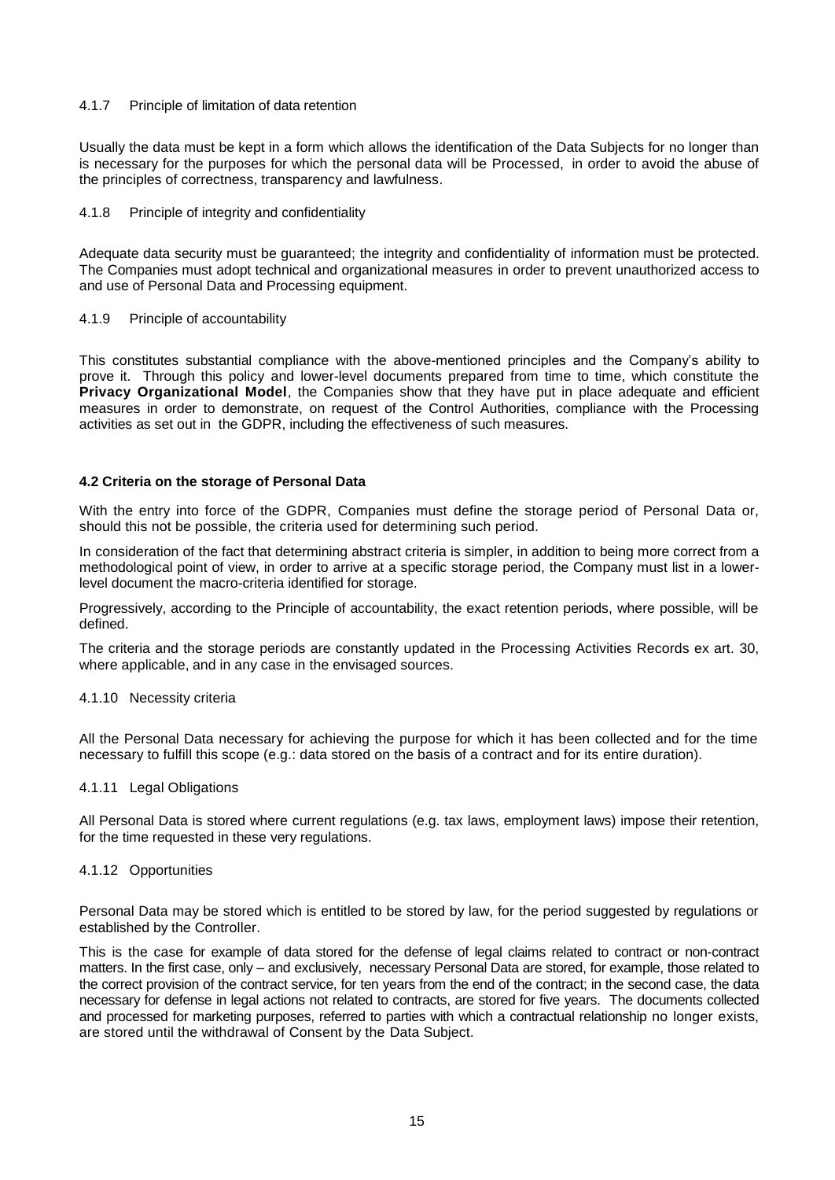#### 4.1.7 Principle of limitation of data retention

Usually the data must be kept in a form which allows the identification of the Data Subjects for no longer than is necessary for the purposes for which the personal data will be Processed, in order to avoid the abuse of the principles of correctness, transparency and lawfulness.

#### 4.1.8 Principle of integrity and confidentiality

Adequate data security must be guaranteed; the integrity and confidentiality of information must be protected. The Companies must adopt technical and organizational measures in order to prevent unauthorized access to and use of Personal Data and Processing equipment.

#### 4.1.9 Principle of accountability

This constitutes substantial compliance with the above-mentioned principles and the Company's ability to prove it. Through this policy and lower-level documents prepared from time to time, which constitute the **Privacy Organizational Model**, the Companies show that they have put in place adequate and efficient measures in order to demonstrate, on request of the Control Authorities, compliance with the Processing activities as set out in the GDPR, including the effectiveness of such measures.

### 4.2 Criteria on the storage of Personal Data

With the entry into force of the GDPR, Companies must define the storage period of Personal Data or, should this not be possible, the criteria used for determining such period.

In consideration of the fact that determining abstract criteria is simpler, in addition to being more correct from a methodological point of view, in order to arrive at a specific storage period, the Company must list in a lower-level document the macro-criteria identified for storage.

Progressively, according to the Principle of accountability, the exact retention periods, where possible, will be defined.

The criteria and the storage periods are constantly updated in the Processing Activities Records ex art. 30, where applicable, and in any case in the envisaged sources.

#### 4.1.10 Necessity criteria

All the Personal Data necessary for achieving the purpose for which it has been collected and for the time necessary to fulfill this scope (e.g.: data stored on the basis of a contract and for its entire duration).

#### 4.1.11 Legal Obligations

All Personal Data is stored where current regulations (e.g. tax laws, employment laws) impose their retention, for the time requested in these very regulations.

#### 4.1.12 Opportunities

Personal Data may be stored which is entitled to be stored by law, for the period suggested by regulations or established by the Controller.

This is the case for example of data stored for the defense of legal claims related to contract or non-contract matters. In the first case, only – and exclusively, necessary Personal Data are stored, for example, those related to the correct provision of the contract service, for ten years from the end of the contract; in the second case, the data necessary for defense in legal actions not related to contracts, are stored for five years. The documents collected and processed for marketing purposes, referred to parties with which a contractual relationship no longer exists, are stored until the withdrawal of Consent by the Data Subject.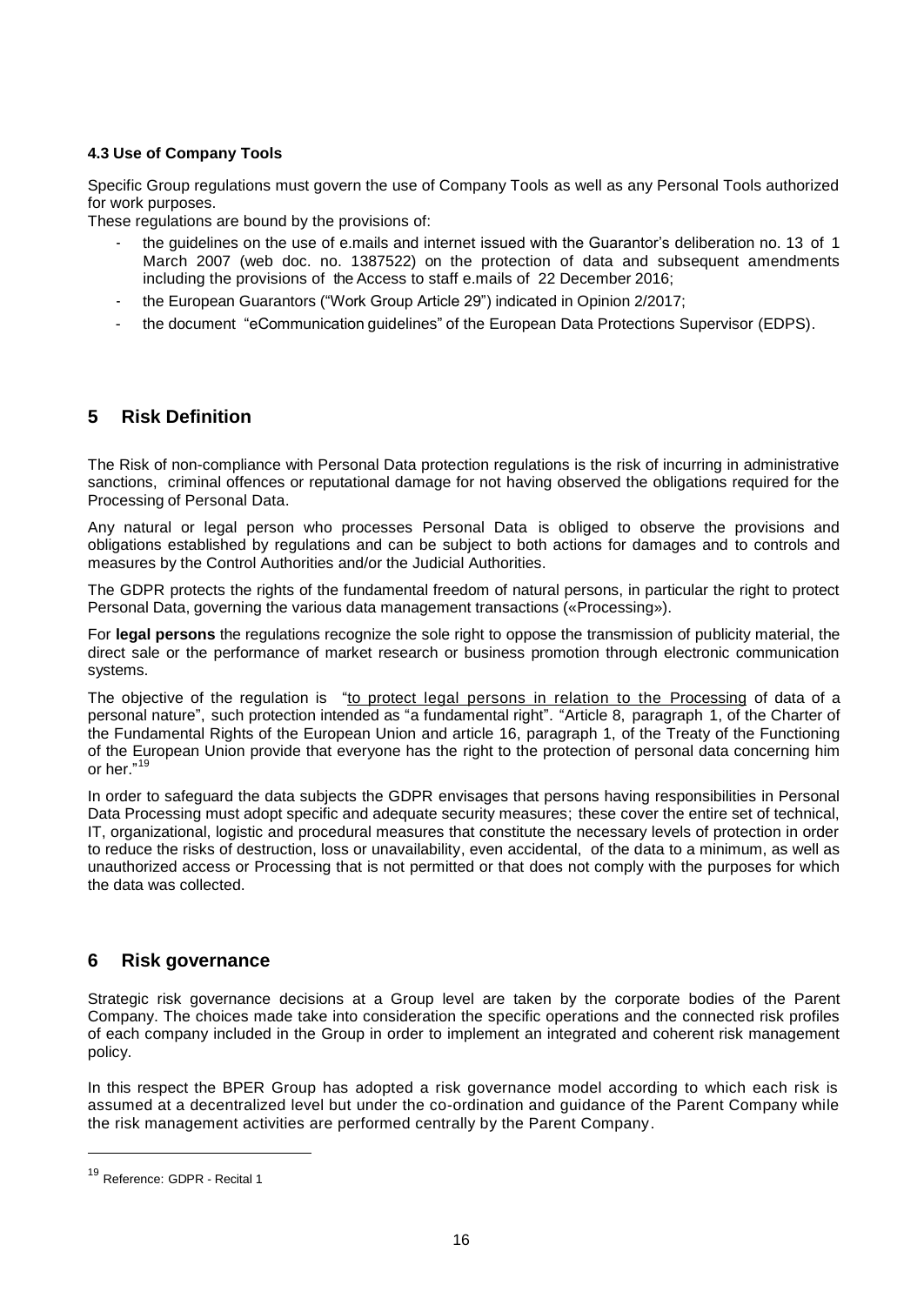### 4.3 Use of Company Tools

Specific Group regulations must govern the use of Company Tools as well as any Personal Tools authorized for work purposes.

These regulations are bound by the provisions of:

- the guidelines on the use of e.mails and internet issued with the Guarantor's deliberation no. 13 of 1 March 2007 (web doc. no. 1387522) on the protection of data and subsequent amendments including the provisions of the Access to staff e.mails of 22 December 2016;
- the European Guarantors ("Work Group Article 29") indicated in Opinion 2/2017;
- the document "eCommunication guidelines" of the European Data Protections Supervisor (EDPS).

## 5 Risk Definition

The Risk of non-compliance with Personal Data protection regulations is the risk of incurring in administrative sanctions, criminal offences or reputational damage for not having observed the obligations required for the Processing of Personal Data.

Any natural or legal person who processes Personal Data is obliged to observe the provisions and obligations established by regulations and can be subject to both actions for damages and to controls and measures by the Control Authorities and/or the Judicial Authorities.

The GDPR protects the rights of the fundamental freedom of natural persons, in particular the right to protect Personal Data, governing the various data management transactions («Processing»).

For **legal persons** the regulations recognize the sole right to oppose the transmission of publicity material, the direct sale or the performance of market research or business promotion through electronic communication systems.

The objective of the regulation is "to protect legal persons in relation to the Processing of data of a personal nature", such protection intended as "a fundamental right". "Article 8, paragraph 1, of the Charter of the Fundamental Rights of the European Union and article 16, paragraph 1, of the Treaty of the Functioning of the European Union provide that everyone has the right to the protection of personal data concerning him or her."[19]

In order to safeguard the data subjects the GDPR envisages that persons having responsibilities in Personal Data Processing must adopt specific and adequate security measures; these cover the entire set of technical, IT, organizational, logistic and procedural measures that constitute the necessary levels of protection in order to reduce the risks of destruction, loss or unavailability, even accidental, of the data to a minimum, as well as unauthorized access or Processing that is not permitted or that does not comply with the purposes for which the data was collected.

## 6 Risk governance

Strategic risk governance decisions at a Group level are taken by the corporate bodies of the Parent Company. The choices made take into consideration the specific operations and the connected risk profiles of each company included in the Group in order to implement an integrated and coherent risk management policy.

In this respect the BPER Group has adopted a risk governance model according to which each risk is assumed at a decentralized level but under the co-ordination and guidance of the Parent Company while the risk management activities are performed centrally by the Parent Company.

[19] Reference: GDPR - Recital 1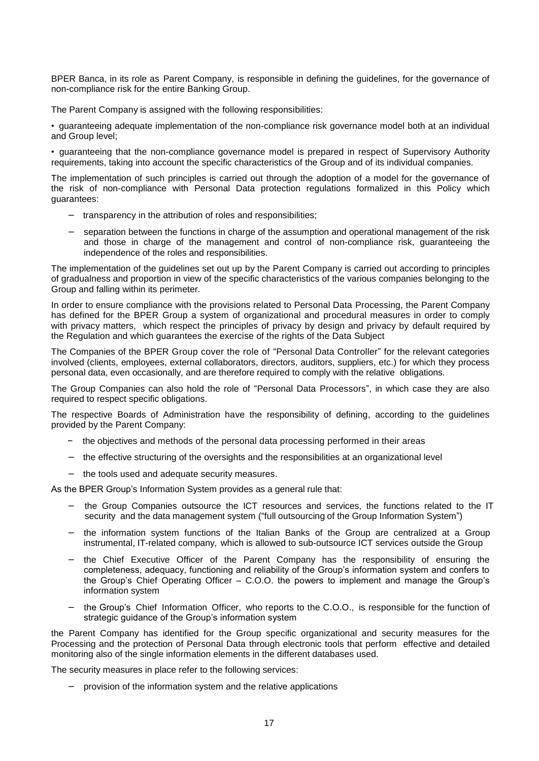BPER Banca, in its role as Parent Company, is responsible in defining the guidelines, for the governance of non-compliance risk for the entire Banking Group.

The Parent Company is assigned with the following responsibilities:

- guaranteeing adequate implementation of the non-compliance risk governance model both at an individual and Group level;
- guaranteeing that the non-compliance governance model is prepared in respect of Supervisory Authority requirements, taking into account the specific characteristics of the Group and of its individual companies.

The implementation of such principles is carried out through the adoption of a model for the governance of the risk of non-compliance with Personal Data protection regulations formalized in this Policy which guarantees:

- transparency in the attribution of roles and responsibilities;
- separation between the functions in charge of the assumption and operational management of the risk and those in charge of the management and control of non-compliance risk, guaranteeing the independence of the roles and responsibilities.

The implementation of the guidelines set out up by the Parent Company is carried out according to principles of gradualness and proportion in view of the specific characteristics of the various companies belonging to the Group and falling within its perimeter.

In order to ensure compliance with the provisions related to Personal Data Processing, the Parent Company has defined for the BPER Group a system of organizational and procedural measures in order to comply with privacy matters, which respect the principles of privacy by design and privacy by default required by the Regulation and which guarantees the exercise of the rights of the Data Subject

The Companies of the BPER Group cover the role of "Personal Data Controller" for the relevant categories involved (clients, employees, external collaborators, directors, auditors, suppliers, etc.) for which they process personal data, even occasionally, and are therefore required to comply with the relative obligations.

The Group Companies can also hold the role of "Personal Data Processors", in which case they are also required to respect specific obligations.

The respective Boards of Administration have the responsibility of defining, according to the guidelines provided by the Parent Company:

- the objectives and methods of the personal data processing performed in their areas
- the effective structuring of the oversights and the responsibilities at an organizational level
- the tools used and adequate security measures.

As the BPER Group's Information System provides as a general rule that:

- the Group Companies outsource the ICT resources and services, the functions related to the IT security and the data management system ("full outsourcing of the Group Information System")
- the information system functions of the Italian Banks of the Group are centralized at a Group instrumental, IT-related company, which is allowed to sub-outsource ICT services outside the Group
- the Chief Executive Officer of the Parent Company has the responsibility of ensuring the completeness, adequacy, functioning and reliability of the Group's information system and confers to the Group's Chief Operating Officer – C.O.O. the powers to implement and manage the Group's information system
- the Group's Chief Information Officer, who reports to the C.O.O., is responsible for the function of strategic guidance of the Group's information system

the Parent Company has identified for the Group specific organizational and security measures for the Processing and the protection of Personal Data through electronic tools that perform effective and detailed monitoring also of the single information elements in the different databases used.

The security measures in place refer to the following services:

- provision of the information system and the relative applications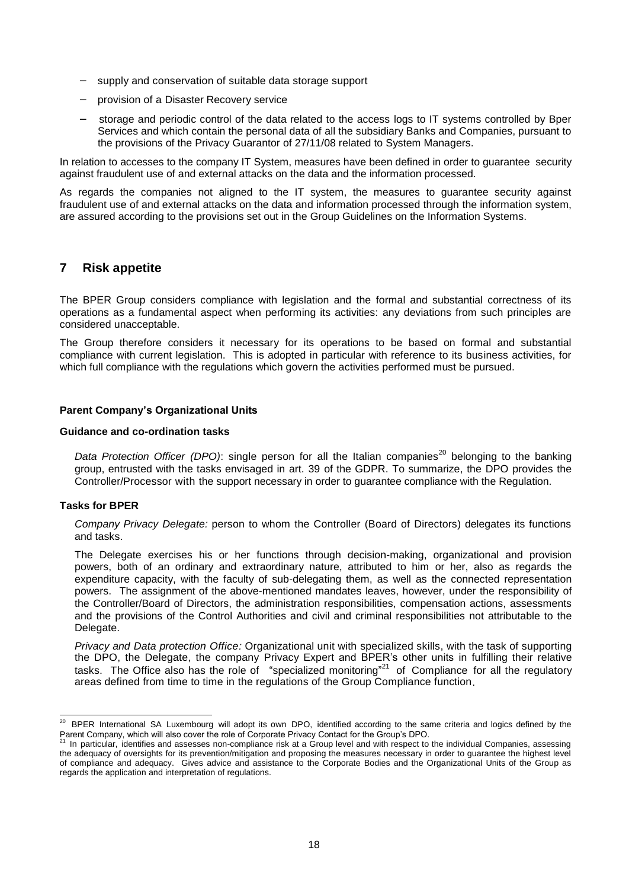- supply and conservation of suitable data storage support
- provision of a Disaster Recovery service
- storage and periodic control of the data related to the access logs to IT systems controlled by Bper Services and which contain the personal data of all the subsidiary Banks and Companies, pursuant to the provisions of the Privacy Guarantor of 27/11/08 related to System Managers.

In relation to accesses to the company IT System, measures have been defined in order to guarantee security against fraudulent use of and external attacks on the data and the information processed.

As regards the companies not aligned to the IT system, the measures to guarantee security against fraudulent use of and external attacks on the data and information processed through the information system, are assured according to the provisions set out in the Group Guidelines on the Information Systems.

# 7 Risk appetite

The BPER Group considers compliance with legislation and the formal and substantial correctness of its operations as a fundamental aspect when performing its activities: any deviations from such principles are considered unacceptable.

The Group therefore considers it necessary for its operations to be based on formal and substantial compliance with current legislation. This is adopted in particular with reference to its business activities, for which full compliance with the regulations which govern the activities performed must be pursued.

**Parent Company's Organizational Units**

**Guidance and co-ordination tasks**

*Data Protection Officer (DPO)*: single person for all the Italian companies[20] belonging to the banking group, entrusted with the tasks envisaged in art. 39 of the GDPR. To summarize, the DPO provides the Controller/Processor with the support necessary in order to guarantee compliance with the Regulation.

**Tasks for BPER**

*Company Privacy Delegate:* person to whom the Controller (Board of Directors) delegates its functions and tasks.

The Delegate exercises his or her functions through decision-making, organizational and provision powers, both of an ordinary and extraordinary nature, attributed to him or her, also as regards the expenditure capacity, with the faculty of sub-delegating them, as well as the connected representation powers. The assignment of the above-mentioned mandates leaves, however, under the responsibility of the Controller/Board of Directors, the administration responsibilities, compensation actions, assessments and the provisions of the Control Authorities and civil and criminal responsibilities not attributable to the Delegate.

*Privacy and Data protection Office:* Organizational unit with specialized skills, with the task of supporting the DPO, the Delegate, the company Privacy Expert and BPER's other units in fulfilling their relative tasks. The Office also has the role of "specialized monitoring"[21] of Compliance for all the regulatory areas defined from time to time in the regulations of the Group Compliance function.

---

[20] BPER International SA Luxembourg will adopt its own DPO, identified according to the same criteria and logics defined by the Parent Company, which will also cover the role of Corporate Privacy Contact for the Group's DPO.

[21] In particular, identifies and assesses non-compliance risk at a Group level and with respect to the individual Companies, assessing the adequacy of oversights for its prevention/mitigation and proposing the measures necessary in order to guarantee the highest level of compliance and adequacy. Gives advice and assistance to the Corporate Bodies and the Organizational Units of the Group as regards the application and interpretation of regulations.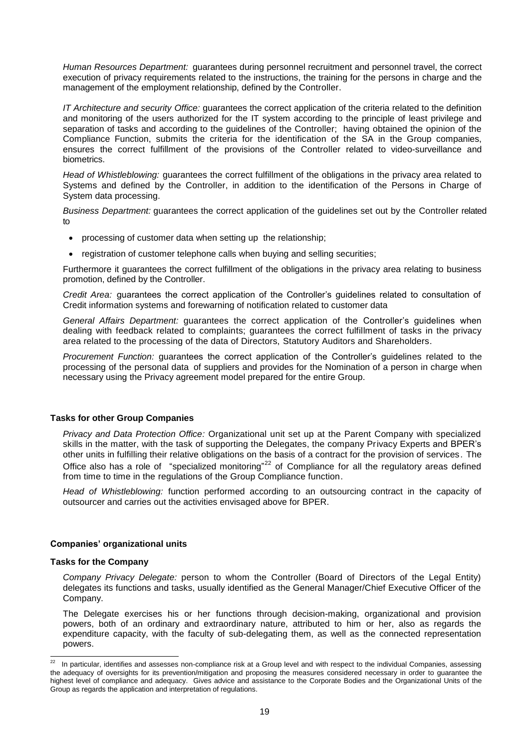*Human Resources Department:* guarantees during personnel recruitment and personnel travel, the correct execution of privacy requirements related to the instructions, the training for the persons in charge and the management of the employment relationship, defined by the Controller.

*IT Architecture and security Office:* guarantees the correct application of the criteria related to the definition and monitoring of the users authorized for the IT system according to the principle of least privilege and separation of tasks and according to the guidelines of the Controller; having obtained the opinion of the Compliance Function, submits the criteria for the identification of the SA in the Group companies, ensures the correct fulfillment of the provisions of the Controller related to video-surveillance and biometrics.

*Head of Whistleblowing:* guarantees the correct fulfillment of the obligations in the privacy area related to Systems and defined by the Controller, in addition to the identification of the Persons in Charge of System data processing.

*Business Department:* guarantees the correct application of the guidelines set out by the Controller related to

- processing of customer data when setting up the relationship;
- registration of customer telephone calls when buying and selling securities;

Furthermore it guarantees the correct fulfillment of the obligations in the privacy area relating to business promotion, defined by the Controller.

*Credit Area:* guarantees the correct application of the Controller's guidelines related to consultation of Credit information systems and forewarning of notification related to customer data

*General Affairs Department:* guarantees the correct application of the Controller's guidelines when dealing with feedback related to complaints; guarantees the correct fulfillment of tasks in the privacy area related to the processing of the data of Directors, Statutory Auditors and Shareholders.

*Procurement Function:* guarantees the correct application of the Controller's guidelines related to the processing of the personal data of suppliers and provides for the Nomination of a person in charge when necessary using the Privacy agreement model prepared for the entire Group.

**Tasks for other Group Companies**

*Privacy and Data Protection Office:* Organizational unit set up at the Parent Company with specialized skills in the matter, with the task of supporting the Delegates, the company Privacy Experts and BPER's other units in fulfilling their relative obligations on the basis of a contract for the provision of services. The Office also has a role of "specialized monitoring"[22] of Compliance for all the regulatory areas defined from time to time in the regulations of the Group Compliance function.

*Head of Whistleblowing:* function performed according to an outsourcing contract in the capacity of outsourcer and carries out the activities envisaged above for BPER.

**Companies' organizational units**

**Tasks for the Company**

*Company Privacy Delegate:* person to whom the Controller (Board of Directors of the Legal Entity) delegates its functions and tasks, usually identified as the General Manager/Chief Executive Officer of the Company.

The Delegate exercises his or her functions through decision-making, organizational and provision powers, both of an ordinary and extraordinary nature, attributed to him or her, also as regards the expenditure capacity, with the faculty of sub-delegating them, as well as the connected representation powers.

---

[22] In particular, identifies and assesses non-compliance risk at a Group level and with respect to the individual Companies, assessing the adequacy of oversights for its prevention/mitigation and proposing the measures considered necessary in order to guarantee the highest level of compliance and adequacy. Gives advice and assistance to the Corporate Bodies and the Organizational Units of the Group as regards the application and interpretation of regulations.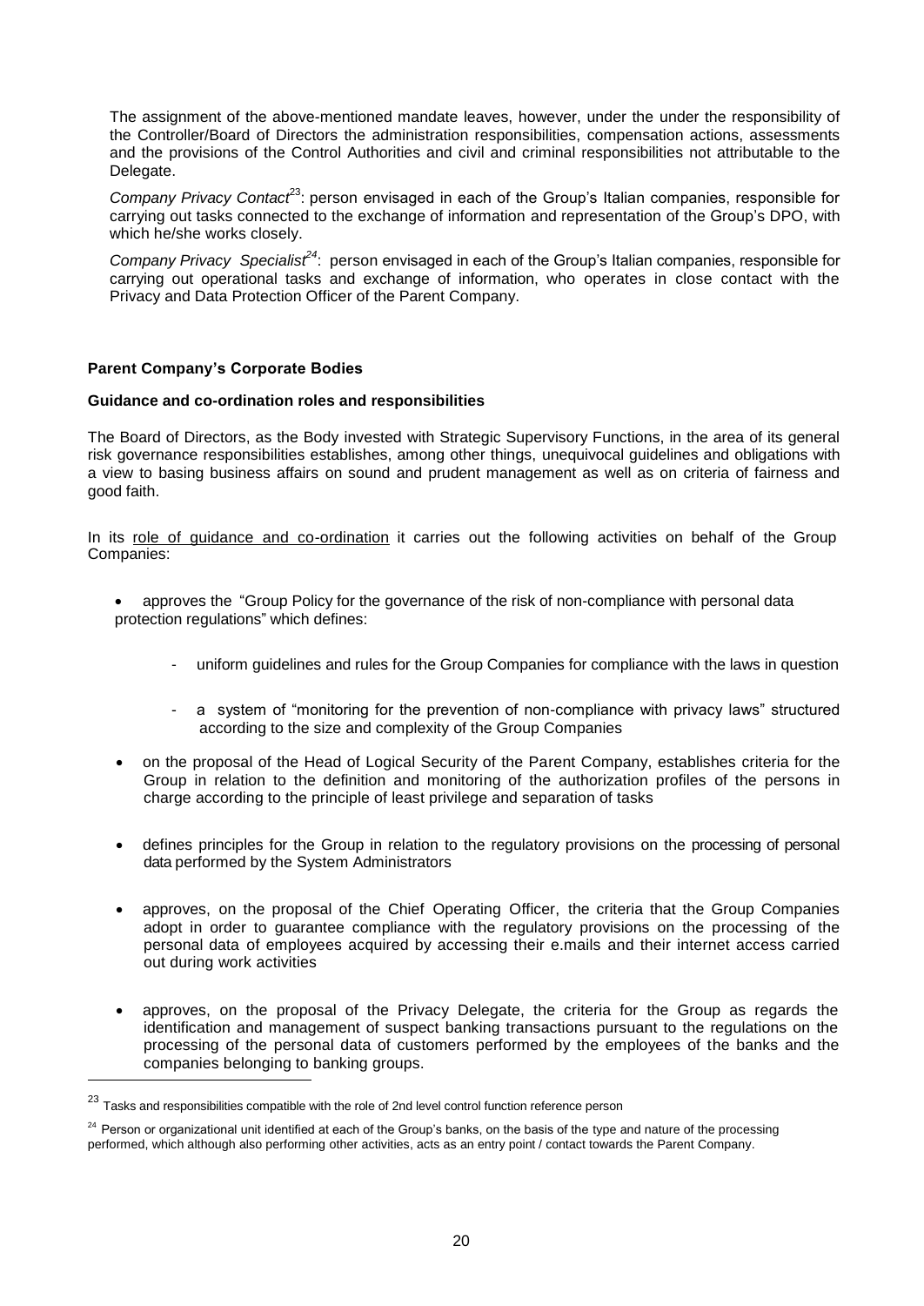The assignment of the above-mentioned mandate leaves, however, under the under the responsibility of the Controller/Board of Directors the administration responsibilities, compensation actions, assessments and the provisions of the Control Authorities and civil and criminal responsibilities not attributable to the Delegate.

*Company Privacy Contact*[23]: person envisaged in each of the Group's Italian companies, responsible for carrying out tasks connected to the exchange of information and representation of the Group's DPO, with which he/she works closely.

*Company Privacy Specialist*[24]: person envisaged in each of the Group's Italian companies, responsible for carrying out operational tasks and exchange of information, who operates in close contact with the Privacy and Data Protection Officer of the Parent Company.

**Parent Company's Corporate Bodies**

**Guidance and co-ordination roles and responsibilities**

The Board of Directors, as the Body invested with Strategic Supervisory Functions, in the area of its general risk governance responsibilities establishes, among other things, unequivocal guidelines and obligations with a view to basing business affairs on sound and prudent management as well as on criteria of fairness and good faith.

In its <u>role of guidance and co-ordination</u> it carries out the following activities on behalf of the Group Companies:

- approves the "Group Policy for the governance of the risk of non-compliance with personal data protection regulations" which defines:
    - uniform guidelines and rules for the Group Companies for compliance with the laws in question
    - a system of "monitoring for the prevention of non-compliance with privacy laws" structured according to the size and complexity of the Group Companies
- on the proposal of the Head of Logical Security of the Parent Company, establishes criteria for the Group in relation to the definition and monitoring of the authorization profiles of the persons in charge according to the principle of least privilege and separation of tasks
- defines principles for the Group in relation to the regulatory provisions on the processing of personal data performed by the System Administrators
- approves, on the proposal of the Chief Operating Officer, the criteria that the Group Companies adopt in order to guarantee compliance with the regulatory provisions on the processing of the personal data of employees acquired by accessing their e.mails and their internet access carried out during work activities
- approves, on the proposal of the Privacy Delegate, the criteria for the Group as regards the identification and management of suspect banking transactions pursuant to the regulations on the processing of the personal data of customers performed by the employees of the banks and the companies belonging to banking groups.

---

[23] Tasks and responsibilities compatible with the role of 2nd level control function reference person

[24] Person or organizational unit identified at each of the Group's banks, on the basis of the type and nature of the processing performed, which although also performing other activities, acts as an entry point / contact towards the Parent Company.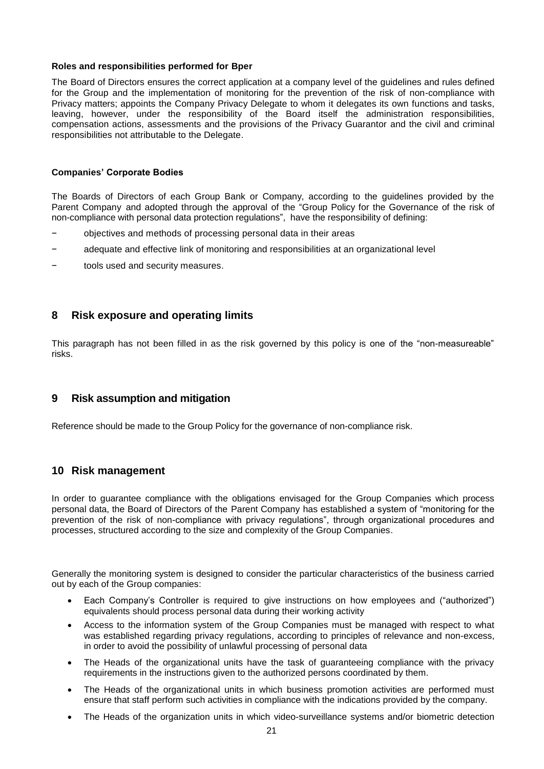**Roles and responsibilities performed for Bper**

The Board of Directors ensures the correct application at a company level of the guidelines and rules defined for the Group and the implementation of monitoring for the prevention of the risk of non-compliance with Privacy matters; appoints the Company Privacy Delegate to whom it delegates its own functions and tasks, leaving, however, under the responsibility of the Board itself the administration responsibilities, compensation actions, assessments and the provisions of the Privacy Guarantor and the civil and criminal responsibilities not attributable to the Delegate.

**Companies' Corporate Bodies**

The Boards of Directors of each Group Bank or Company, according to the guidelines provided by the Parent Company and adopted through the approval of the "Group Policy for the Governance of the risk of non-compliance with personal data protection regulations", have the responsibility of defining:

- objectives and methods of processing personal data in their areas
- adequate and effective link of monitoring and responsibilities at an organizational level
- tools used and security measures.

## 8 Risk exposure and operating limits

This paragraph has not been filled in as the risk governed by this policy is one of the "non-measureable" risks.

## 9 Risk assumption and mitigation

Reference should be made to the Group Policy for the governance of non-compliance risk.

## 10 Risk management

In order to guarantee compliance with the obligations envisaged for the Group Companies which process personal data, the Board of Directors of the Parent Company has established a system of "monitoring for the prevention of the risk of non-compliance with privacy regulations", through organizational procedures and processes, structured according to the size and complexity of the Group Companies.

Generally the monitoring system is designed to consider the particular characteristics of the business carried out by each of the Group companies:

- Each Company's Controller is required to give instructions on how employees and ("authorized") equivalents should process personal data during their working activity
- Access to the information system of the Group Companies must be managed with respect to what was established regarding privacy regulations, according to principles of relevance and non-excess, in order to avoid the possibility of unlawful processing of personal data
- The Heads of the organizational units have the task of guaranteeing compliance with the privacy requirements in the instructions given to the authorized persons coordinated by them.
- The Heads of the organizational units in which business promotion activities are performed must ensure that staff perform such activities in compliance with the indications provided by the company.
- The Heads of the organization units in which video-surveillance systems and/or biometric detection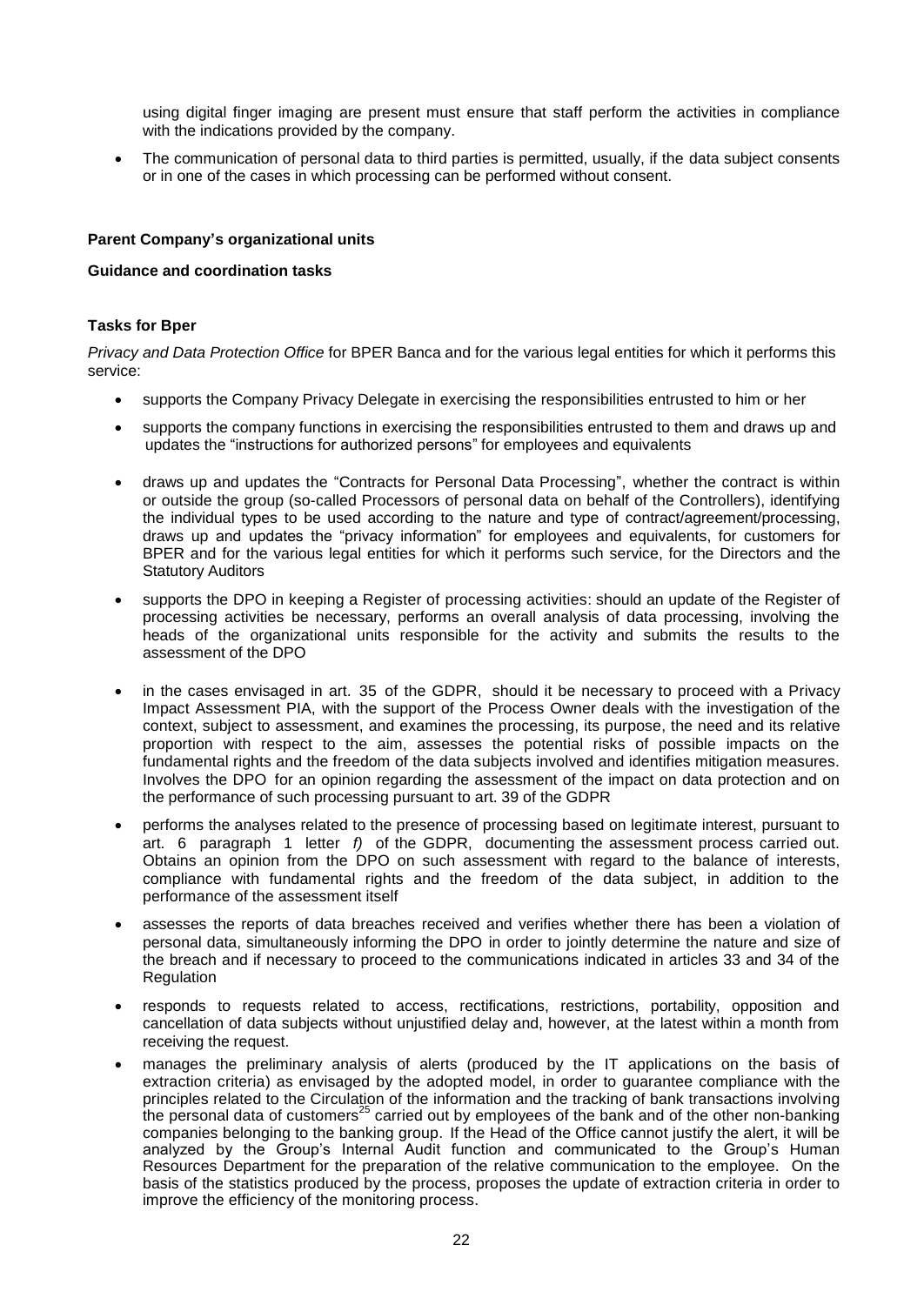using digital finger imaging are present must ensure that staff perform the activities in compliance with the indications provided by the company.

- The communication of personal data to third parties is permitted, usually, if the data subject consents or in one of the cases in which processing can be performed without consent.

**Parent Company's organizational units**

**Guidance and coordination tasks**

**Tasks for Bper**

*Privacy and Data Protection Office* for BPER Banca and for the various legal entities for which it performs this service:

- supports the Company Privacy Delegate in exercising the responsibilities entrusted to him or her
- supports the company functions in exercising the responsibilities entrusted to them and draws up and updates the "instructions for authorized persons" for employees and equivalents
- draws up and updates the "Contracts for Personal Data Processing", whether the contract is within or outside the group (so-called Processors of personal data on behalf of the Controllers), identifying the individual types to be used according to the nature and type of contract/agreement/processing, draws up and updates the "privacy information" for employees and equivalents, for customers for BPER and for the various legal entities for which it performs such service, for the Directors and the Statutory Auditors
- supports the DPO in keeping a Register of processing activities: should an update of the Register of processing activities be necessary, performs an overall analysis of data processing, involving the heads of the organizational units responsible for the activity and submits the results to the assessment of the DPO
- in the cases envisaged in art. 35 of the GDPR, should it be necessary to proceed with a Privacy Impact Assessment PIA, with the support of the Process Owner deals with the investigation of the context, subject to assessment, and examines the processing, its purpose, the need and its relative proportion with respect to the aim, assesses the potential risks of possible impacts on the fundamental rights and the freedom of the data subjects involved and identifies mitigation measures. Involves the DPO for an opinion regarding the assessment of the impact on data protection and on the performance of such processing pursuant to art. 39 of the GDPR
- performs the analyses related to the presence of processing based on legitimate interest, pursuant to art. 6 paragraph 1 letter *f)* of the GDPR, documenting the assessment process carried out. Obtains an opinion from the DPO on such assessment with regard to the balance of interests, compliance with fundamental rights and the freedom of the data subject, in addition to the performance of the assessment itself
- assesses the reports of data breaches received and verifies whether there has been a violation of personal data, simultaneously informing the DPO in order to jointly determine the nature and size of the breach and if necessary to proceed to the communications indicated in articles 33 and 34 of the Regulation
- responds to requests related to access, rectifications, restrictions, portability, opposition and cancellation of data subjects without unjustified delay and, however, at the latest within a month from receiving the request.
- manages the preliminary analysis of alerts (produced by the IT applications on the basis of extraction criteria) as envisaged by the adopted model, in order to guarantee compliance with the principles related to the Circulation of the information and the tracking of bank transactions involving the personal data of customers[25] carried out by employees of the bank and of the other non-banking companies belonging to the banking group. If the Head of the Office cannot justify the alert, it will be analyzed by the Group's Internal Audit function and communicated to the Group's Human Resources Department for the preparation of the relative communication to the employee. On the basis of the statistics produced by the process, proposes the update of extraction criteria in order to improve the efficiency of the monitoring process.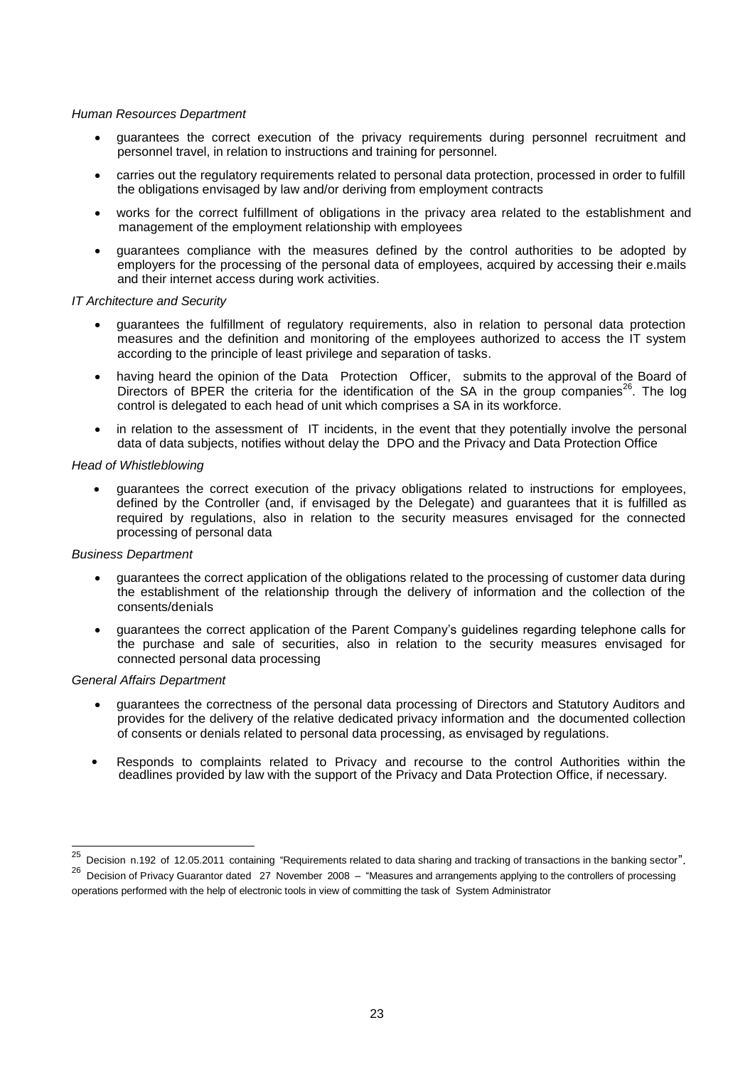*Human Resources Department*

- guarantees the correct execution of the privacy requirements during personnel recruitment and personnel travel, in relation to instructions and training for personnel.
- carries out the regulatory requirements related to personal data protection, processed in order to fulfill the obligations envisaged by law and/or deriving from employment contracts
- works for the correct fulfillment of obligations in the privacy area related to the establishment and management of the employment relationship with employees
- guarantees compliance with the measures defined by the control authorities to be adopted by employers for the processing of the personal data of employees, acquired by accessing their e.mails and their internet access during work activities.

*IT Architecture and Security*

- guarantees the fulfillment of regulatory requirements, also in relation to personal data protection measures and the definition and monitoring of the employees authorized to access the IT system according to the principle of least privilege and separation of tasks.
- having heard the opinion of the Data Protection Officer, submits to the approval of the Board of Directors of BPER the criteria for the identification of the SA in the group companies[26]. The log control is delegated to each head of unit which comprises a SA in its workforce.
- in relation to the assessment of IT incidents, in the event that they potentially involve the personal data of data subjects, notifies without delay the DPO and the Privacy and Data Protection Office

*Head of Whistleblowing*

- guarantees the correct execution of the privacy obligations related to instructions for employees, defined by the Controller (and, if envisaged by the Delegate) and guarantees that it is fulfilled as required by regulations, also in relation to the security measures envisaged for the connected processing of personal data

*Business Department*

- guarantees the correct application of the obligations related to the processing of customer data during the establishment of the relationship through the delivery of information and the collection of the consents/denials
- guarantees the correct application of the Parent Company's guidelines regarding telephone calls for the purchase and sale of securities, also in relation to the security measures envisaged for connected personal data processing

*General Affairs Department*

- guarantees the correctness of the personal data processing of Directors and Statutory Auditors and provides for the delivery of the relative dedicated privacy information and the documented collection of consents or denials related to personal data processing, as envisaged by regulations.
- Responds to complaints related to Privacy and recourse to the control Authorities within the deadlines provided by law with the support of the Privacy and Data Protection Office, if necessary.

---

[25] Decision n.192 of 12.05.2011 containing "Requirements related to data sharing and tracking of transactions in the banking sector".

[26] Decision of Privacy Guarantor dated 27 November 2008 – "Measures and arrangements applying to the controllers of processing operations performed with the help of electronic tools in view of committing the task of System Administrator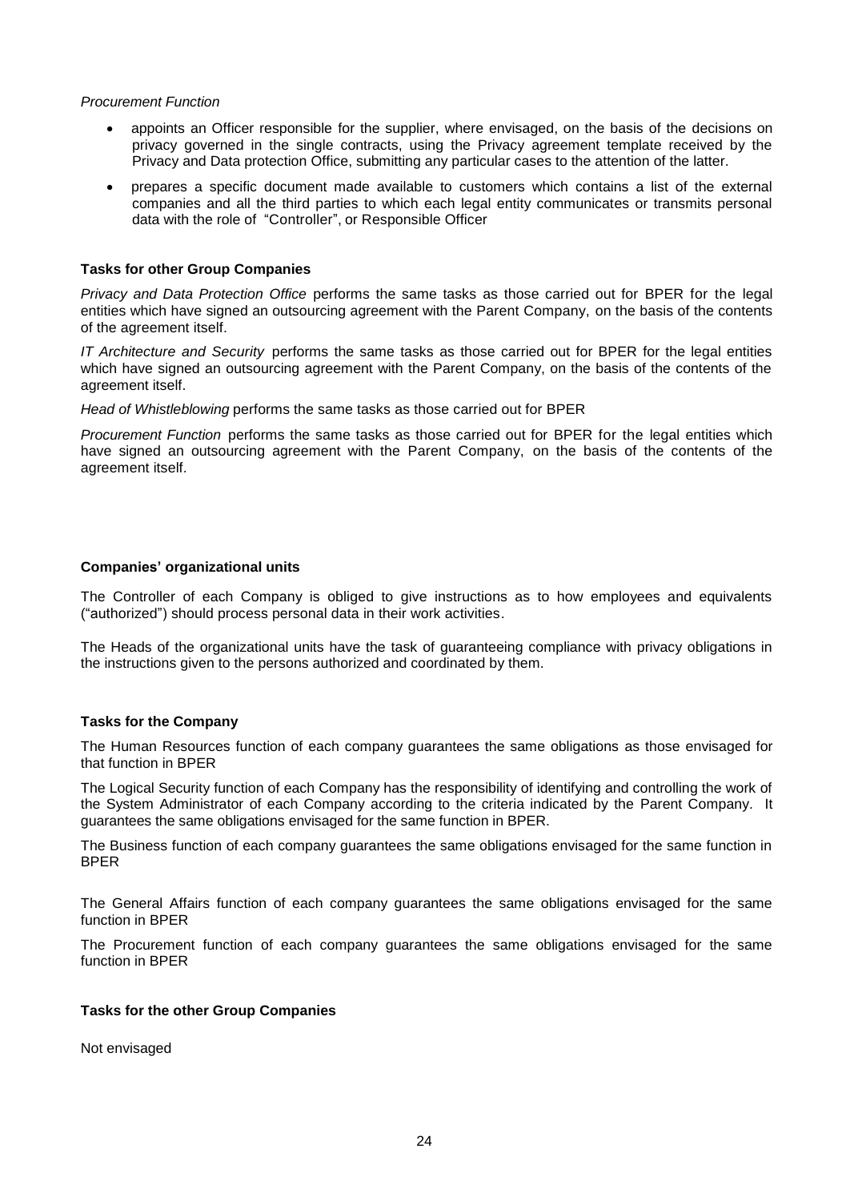*Procurement Function*

- appoints an Officer responsible for the supplier, where envisaged, on the basis of the decisions on privacy governed in the single contracts, using the Privacy agreement template received by the Privacy and Data protection Office, submitting any particular cases to the attention of the latter.
- prepares a specific document made available to customers which contains a list of the external companies and all the third parties to which each legal entity communicates or transmits personal data with the role of "Controller", or Responsible Officer

**Tasks for other Group Companies**

*Privacy and Data Protection Office* performs the same tasks as those carried out for BPER for the legal entities which have signed an outsourcing agreement with the Parent Company, on the basis of the contents of the agreement itself.

*IT Architecture and Security* performs the same tasks as those carried out for BPER for the legal entities which have signed an outsourcing agreement with the Parent Company, on the basis of the contents of the agreement itself.

*Head of Whistleblowing* performs the same tasks as those carried out for BPER

*Procurement Function* performs the same tasks as those carried out for BPER for the legal entities which have signed an outsourcing agreement with the Parent Company, on the basis of the contents of the agreement itself.

**Companies' organizational units**

The Controller of each Company is obliged to give instructions as to how employees and equivalents ("authorized") should process personal data in their work activities.

The Heads of the organizational units have the task of guaranteeing compliance with privacy obligations in the instructions given to the persons authorized and coordinated by them.

**Tasks for the Company**

The Human Resources function of each company guarantees the same obligations as those envisaged for that function in BPER

The Logical Security function of each Company has the responsibility of identifying and controlling the work of the System Administrator of each Company according to the criteria indicated by the Parent Company. It guarantees the same obligations envisaged for the same function in BPER.

The Business function of each company guarantees the same obligations envisaged for the same function in BPER

The General Affairs function of each company guarantees the same obligations envisaged for the same function in BPER

The Procurement function of each company guarantees the same obligations envisaged for the same function in BPER

**Tasks for the other Group Companies**

Not envisaged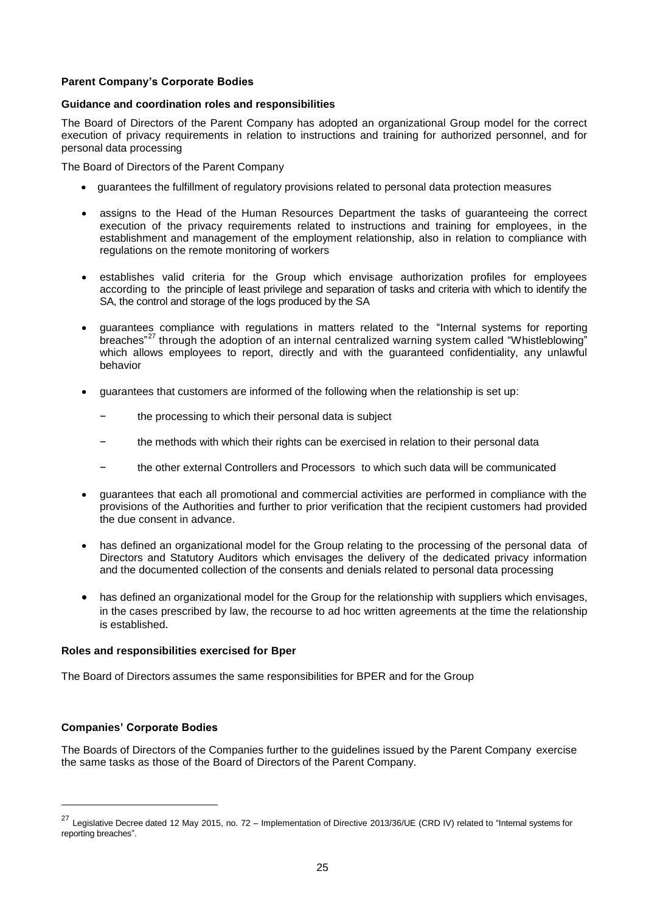**Parent Company's Corporate Bodies**

**Guidance and coordination roles and responsibilities**

The Board of Directors of the Parent Company has adopted an organizational Group model for the correct execution of privacy requirements in relation to instructions and training for authorized personnel, and for personal data processing

The Board of Directors of the Parent Company

- guarantees the fulfillment of regulatory provisions related to personal data protection measures
- assigns to the Head of the Human Resources Department the tasks of guaranteeing the correct execution of the privacy requirements related to instructions and training for employees, in the establishment and management of the employment relationship, also in relation to compliance with regulations on the remote monitoring of workers
- establishes valid criteria for the Group which envisage authorization profiles for employees according to the principle of least privilege and separation of tasks and criteria with which to identify the SA, the control and storage of the logs produced by the SA
- guarantees compliance with regulations in matters related to the "Internal systems for reporting breaches"[27] through the adoption of an internal centralized warning system called "Whistleblowing" which allows employees to report, directly and with the guaranteed confidentiality, any unlawful behavior
- guarantees that customers are informed of the following when the relationship is set up:
  - the processing to which their personal data is subject
  - the methods with which their rights can be exercised in relation to their personal data
  - the other external Controllers and Processors to which such data will be communicated
- guarantees that each all promotional and commercial activities are performed in compliance with the provisions of the Authorities and further to prior verification that the recipient customers had provided the due consent in advance.
- has defined an organizational model for the Group relating to the processing of the personal data of Directors and Statutory Auditors which envisages the delivery of the dedicated privacy information and the documented collection of the consents and denials related to personal data processing
- has defined an organizational model for the Group for the relationship with suppliers which envisages, in the cases prescribed by law, the recourse to ad hoc written agreements at the time the relationship is established.

**Roles and responsibilities exercised for Bper**

The Board of Directors assumes the same responsibilities for BPER and for the Group

**Companies' Corporate Bodies**

The Boards of Directors of the Companies further to the guidelines issued by the Parent Company exercise the same tasks as those of the Board of Directors of the Parent Company.

[27] Legislative Decree dated 12 May 2015, no. 72 – Implementation of Directive 2013/36/UE (CRD IV) related to "Internal systems for reporting breaches".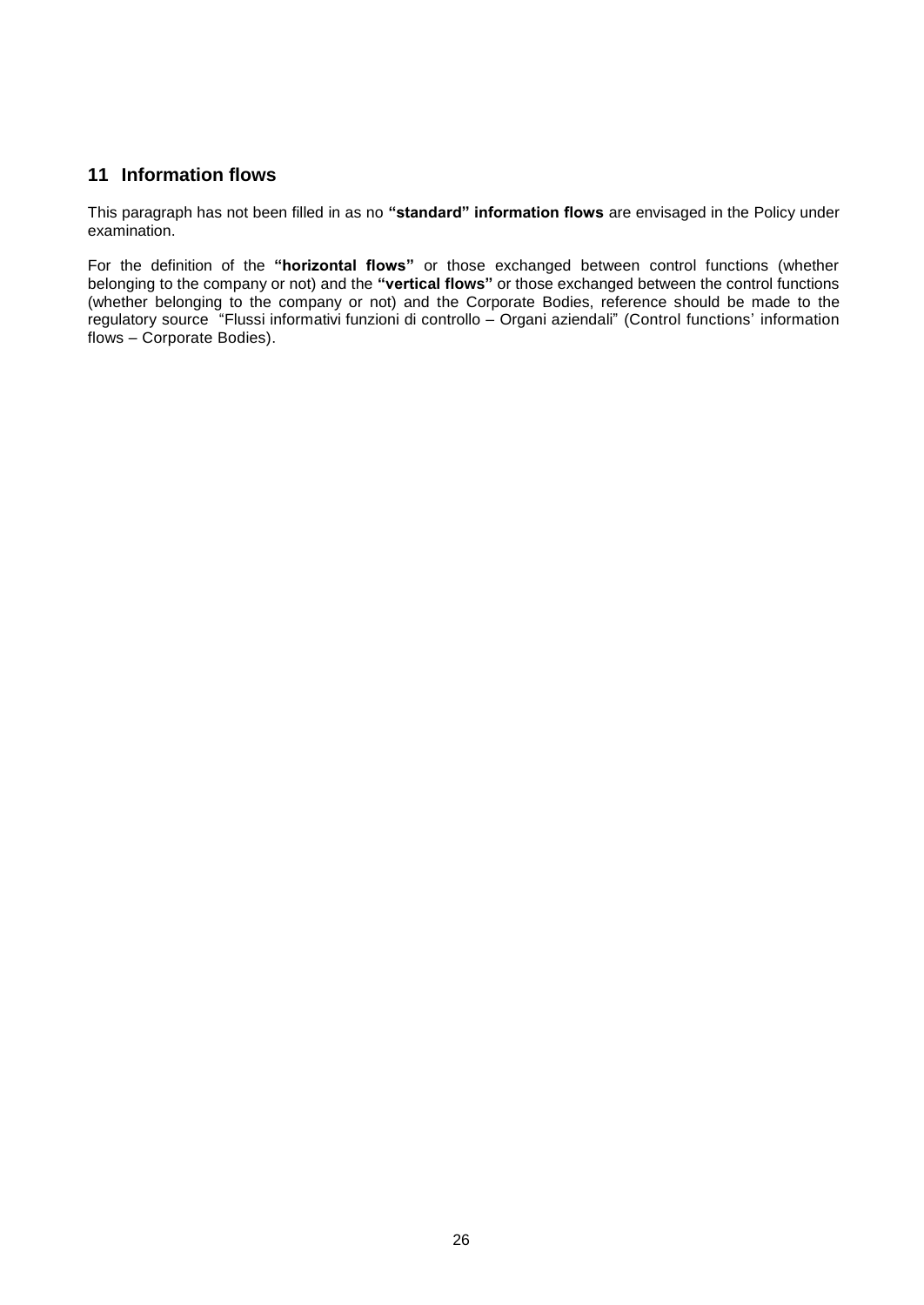## 11 Information flows

This paragraph has not been filled in as no **"standard" information flows** are envisaged in the Policy under examination.

For the definition of the **"horizontal flows"** or those exchanged between control functions (whether belonging to the company or not) and the **"vertical flows"** or those exchanged between the control functions (whether belonging to the company or not) and the Corporate Bodies, reference should be made to the regulatory source "Flussi informativi funzioni di controllo – Organi aziendali" (Control functions' information flows – Corporate Bodies).